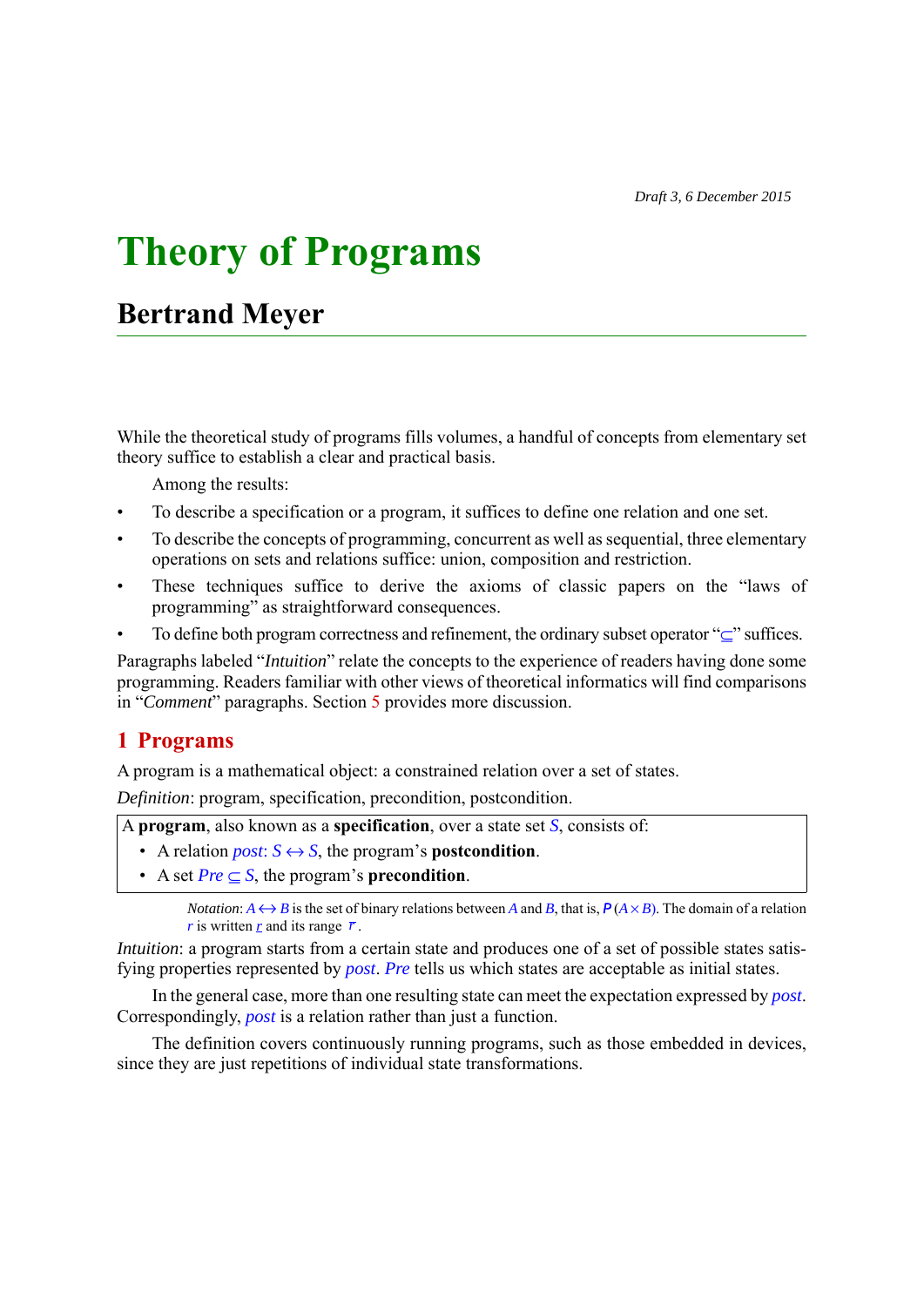*Draft 3, 6 December 2015*

# Theory of Programs

## Bertrand Meyer

While the theoretical study of programs fills volumes, a handful of concepts from elementary set theory suffice to establish a clear and practical basis.

Among the results:

- To describe a specification or a program, it suffices to define one relation and one set.
- To describe the concepts of programming, concurrent as well as sequential, three elementary operations on sets and relations suffice: union, composition and restriction.
- These techniques suffice to derive the axioms of classic papers on the "laws of programming" as straightforward consequences.
- To define both program correctness and refinement, the ordinary subset operator "$\subseteq$" suffices.

Paragraphs labeled "*Intuition*" relate the concepts to the experience of readers having done some programming. Readers familiar with other views of theoretical informatics will find comparisons in "*Comment*" paragraphs. Section 5 provides more discussion.

## 1 Programs

A program is a mathematical object: a constrained relation over a set of states.

*Definition*: program, specification, precondition, postcondition.

> A **program**, also known as a **specification**, over a state set $S$, consists of:
>
> - A relation $post$: $S \leftrightarrow S$, the program's **postcondition**.
> - A set $Pre \subseteq S$, the program's **precondition**.

*Notation*: $A \leftrightarrow B$ is the set of binary relations between $A$ and $B$, that is, $\mathbb{P}(A \times B)$. The domain of a relation $r$ is written $\underline{r}$ and its range $\overline{r}$.

*Intuition*: a program starts from a certain state and produces one of a set of possible states satisfying properties represented by $post$. $Pre$ tells us which states are acceptable as initial states.

In the general case, more than one resulting state can meet the expectation expressed by $post$. Correspondingly, $post$ is a relation rather than just a function.

The definition covers continuously running programs, such as those embedded in devices, since they are just repetitions of individual state transformations.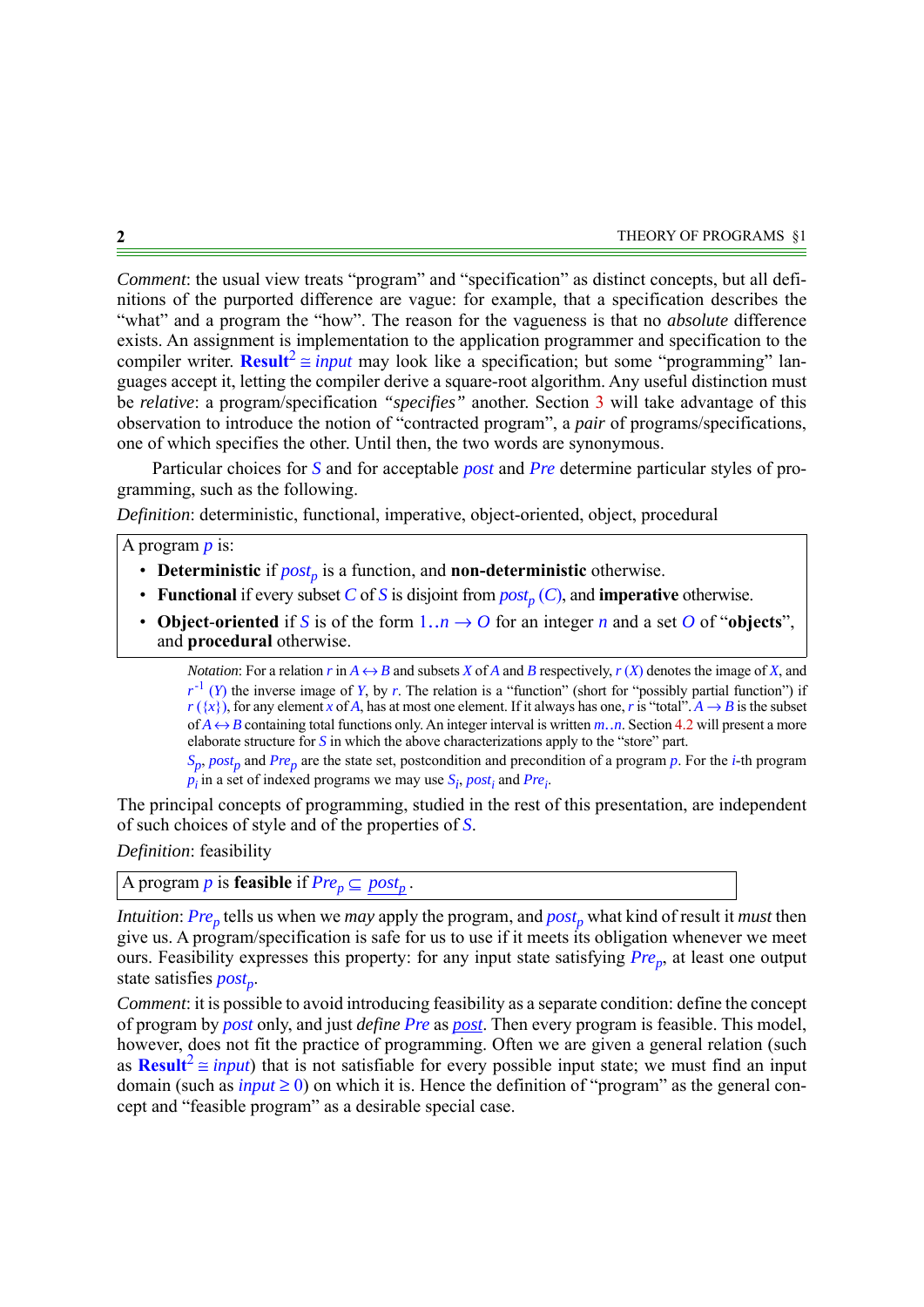*Comment*: the usual view treats "program" and "specification" as distinct concepts, but all definitions of the purported difference are vague: for example, that a specification describes the "what" and a program the "how". The reason for the vagueness is that no *absolute* difference exists. An assignment is implementation to the application programmer and specification to the compiler writer. $\mathbf{Result}^2 \cong input$ may look like a specification; but some "programming" languages accept it, letting the compiler derive a square-root algorithm. Any useful distinction must be *relative*: a program/specification *"specifies"* another. Section 3 will take advantage of this observation to introduce the notion of "contracted program", a *pair* of programs/specifications, one of which specifies the other. Until then, the two words are synonymous.

Particular choices for $S$ and for acceptable $post$ and $Pre$ determine particular styles of programming, such as the following.

*Definition*: deterministic, functional, imperative, object-oriented, object, procedural

> A program $p$ is:
>
> - **Deterministic** if $post_p$ is a function, and **non-deterministic** otherwise.
> - **Functional** if every subset $C$ of $S$ is disjoint from $post_p(C)$, and **imperative** otherwise.
> - **Object**-**oriented** if $S$ is of the form $1..n \rightarrow O$ for an integer $n$ and a set $O$ of "**objects**", and **procedural** otherwise.

*Notation*: For a relation $r$ in $A \leftrightarrow B$ and subsets $X$ of $A$ and $B$ respectively, $r(X)$ denotes the image of $X$, and $r^{-1}(Y)$ the inverse image of $Y$, by $r$. The relation is a "function" (short for "possibly partial function") if $r(\{x\})$, for any element $x$ of $A$, has at most one element. If it always has one, $r$ is "total". $A \rightarrow B$ is the subset of $A \leftrightarrow B$ containing total functions only. An integer interval is written $m..n$. Section 4.2 will present a more elaborate structure for $S$ in which the above characterizations apply to the "store" part.

$S_p$, $post_p$ and $Pre_p$ are the state set, postcondition and precondition of a program $p$. For the $i$-th program $p_i$ in a set of indexed programs we may use $S_i$, $post_i$ and $Pre_i$.

The principal concepts of programming, studied in the rest of this presentation, are independent of such choices of style and of the properties of $S$.

*Definition*: feasibility

> A program $p$ is **feasible** if $Pre_p \subseteq \underline{post_p}$.

*Intuition*: $Pre_p$ tells us when we *may* apply the program, and $post_p$ what kind of result it *must* then give us. A program/specification is safe for us to use if it meets its obligation whenever we meet ours. Feasibility expresses this property: for any input state satisfying $Pre_p$, at least one output state satisfies $post_p$.

*Comment*: it is possible to avoid introducing feasibility as a separate condition: define the concept of program by $post$ only, and just *define* $Pre$ as $\underline{post}$. Then every program is feasible. This model, however, does not fit the practice of programming. Often we are given a general relation (such as $\mathbf{Result}^2 \cong input$) that is not satisfiable for every possible input state; we must find an input domain (such as $input \geq 0$) on which it is. Hence the definition of "program" as the general concept and "feasible program" as a desirable special case.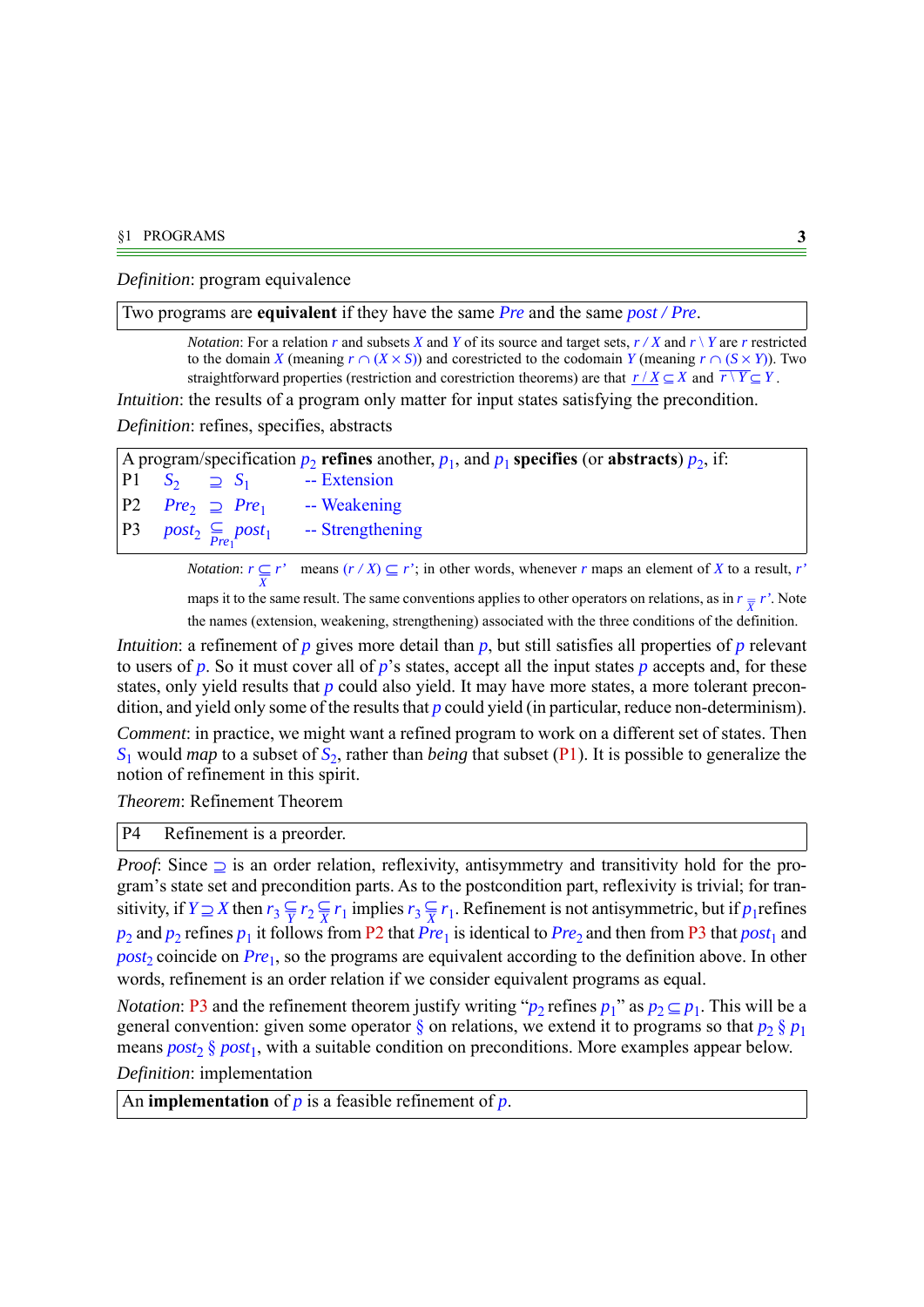*Definition*: program equivalence

| Two programs are **equivalent** if they have the same $Pre$ and the same $post \,/\, Pre$. |
|---|

*Notation*: For a relation $r$ and subsets $X$ and $Y$ of its source and target sets, $r \,/\, X$ and $r \setminus Y$ are $r$ restricted to the domain $X$ (meaning $r \cap (X \times S)$) and corestricted to the codomain $Y$ (meaning $r \cap (S \times Y)$). Two straightforward properties (restriction and corestriction theorems) are that $\underline{r \,/\, X} \subseteq X$ and $\overline{r \setminus Y} \subseteq Y$.

*Intuition*: the results of a program only matter for input states satisfying the precondition.

*Definition*: refines, specifies, abstracts

| A program/specification $p_2$ **refines** another, $p_1$, and $p_1$ **specifies** (or **abstracts**) $p_2$, if: | | |
|---|---|---|
| P1 | $S_2 \;\supseteq\; S_1$ | -- Extension |
| P2 | $Pre_2 \;\supseteq\; Pre_1$ | -- Weakening |
| P3 | $post_2 \underset{Pre_1}{\subseteq} post_1$ | -- Strengthening |

*Notation*: $r \underset{X}{\subseteq} r'$ means $(r \,/\, X) \subseteq r'$; in other words, whenever $r$ maps an element of $X$ to a result, $r'$ maps it to the same result. The same conventions applies to other operators on relations, as in $r \underset{X}{=} r'$. Note the names (extension, weakening, strengthening) associated with the three conditions of the definition.

*Intuition*: a refinement of $p$ gives more detail than $p$, but still satisfies all properties of $p$ relevant to users of $p$. So it must cover all of $p$'s states, accept all the input states $p$ accepts and, for these states, only yield results that $p$ could also yield. It may have more states, a more tolerant precondition, and yield only some of the results that $p$ could yield (in particular, reduce non-determinism).

*Comment*: in practice, we might want a refined program to work on a different set of states. Then $S_1$ would *map* to a subset of $S_2$, rather than *being* that subset (P1). It is possible to generalize the notion of refinement in this spirit.

*Theorem*: Refinement Theorem

| P4 Refinement is a preorder. |
|---|

*Proof*: Since $\supseteq$ is an order relation, reflexivity, antisymmetry and transitivity hold for the program's state set and precondition parts. As to the postcondition part, reflexivity is trivial; for transitivity, if $Y \supseteq X$ then $r_3 \underset{Y}{\subseteq} r_2 \underset{X}{\subseteq} r_1$ implies $r_3 \underset{X}{\subseteq} r_1$. Refinement is not antisymmetric, but if $p_1$ refines $p_2$ and $p_2$ refines $p_1$ it follows from P2 that $Pre_1$ is identical to $Pre_2$ and then from P3 that $post_1$ and $post_2$ coincide on $Pre_1$, so the programs are equivalent according to the definition above. In other words, refinement is an order relation if we consider equivalent programs as equal.

*Notation*: P3 and the refinement theorem justify writing "$p_2$ refines $p_1$" as $p_2 \subseteq p_1$. This will be a general convention: given some operator $\S$ on relations, we extend it to programs so that $p_2 \; \S \; p_1$ means $post_2 \; \S \; post_1$, with a suitable condition on preconditions. More examples appear below.

*Definition*: implementation

| An **implementation** of $p$ is a feasible refinement of $p$. |
|---|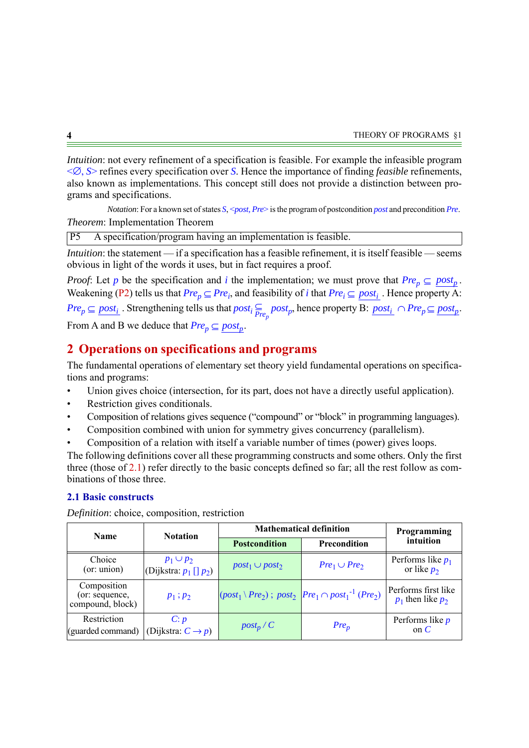*Intuition*: not every refinement of a specification is feasible. For example the infeasible program $<\varnothing, S>$ refines every specification over $S$. Hence the importance of finding *feasible* refinements, also known as implementations. This concept still does not provide a distinction between programs and specifications.

*Notation*: For a known set of states $S$, $<post, Pre>$ is the program of postcondition $post$ and precondition $Pre$.

*Theorem*: Implementation Theorem

| P5 | A specification/program having an implementation is feasible. |
|---|---|

*Intuition*: the statement — if a specification has a feasible refinement, it is itself feasible — seems obvious in light of the words it uses, but in fact requires a proof.

*Proof*: Let $p$ be the specification and $i$ the implementation; we must prove that $Pre_p \subseteq \underline{post_p}$. Weakening (P2) tells us that $Pre_p \subseteq Pre_i$, and feasibility of $i$ that $Pre_i \subseteq \underline{post_i}$. Hence property A: $Pre_p \subseteq \underline{post_i}$. Strengthening tells us that $post_i \subseteq_{Pre_p} post_p$, hence property B: $\underline{post_i} \cap Pre_p \subseteq \underline{post_p}$. From A and B we deduce that $Pre_p \subseteq \underline{post_p}$.

## 2 Operations on specifications and programs

The fundamental operations of elementary set theory yield fundamental operations on specifications and programs:

- Union gives choice (intersection, for its part, does not have a directly useful application).
- Restriction gives conditionals.
- Composition of relations gives sequence ("compound" or "block" in programming languages).
- Composition combined with union for symmetry gives concurrency (parallelism).
- Composition of a relation with itself a variable number of times (power) gives loops.

The following definitions cover all these programming constructs and some others. Only the first three (those of 2.1) refer directly to the basic concepts defined so far; all the rest follow as combinations of those three.

### 2.1 Basic constructs

*Definition*: choice, composition, restriction

| Name | Notation | Mathematical definition | | Programming intuition |
|---|---|---|---|---|
| | | Postcondition | Precondition | |
| Choice (or: union) | $p_1 \cup p_2$ (Dijkstra: $p_1$ [] $p_2$) | $post_1 \cup post_2$ | $Pre_1 \cup Pre_2$ | Performs like $p_1$ or like $p_2$ |
| Composition (or: sequence, compound, block) | $p_1 ; p_2$ | $(post_1 \setminus Pre_2) ; post_2$ | $Pre_1 \cap post_1^{-1} (Pre_2)$ | Performs first like $p_1$ then like $p_2$ |
| Restriction (guarded command) | $C: p$ (Dijkstra: $C \rightarrow p$) | $post_p / C$ | $Pre_p$ | Performs like $p$ on $C$ |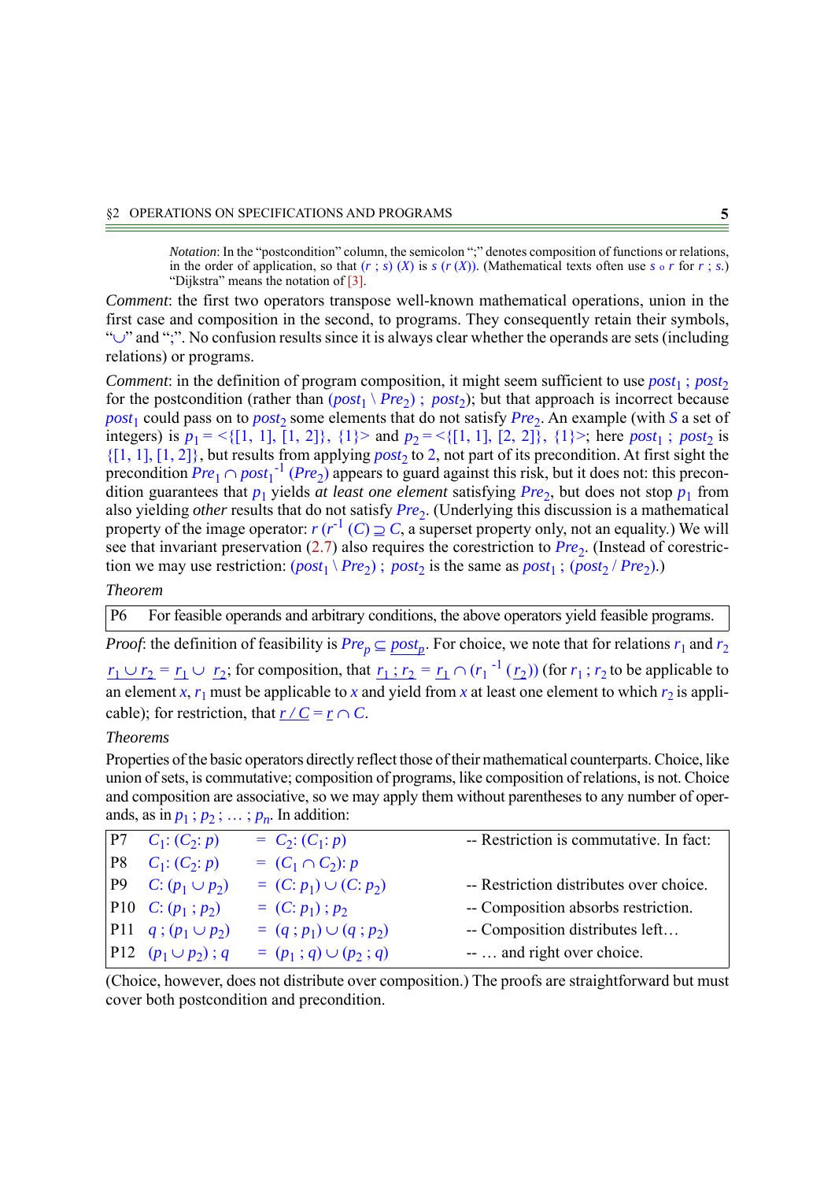*Notation*: In the "postcondition" column, the semicolon ";" denotes composition of functions or relations, in the order of application, so that $(r\ ;\ s)\ (X)$ is $s\ (r\ (X))$. (Mathematical texts often use $s \circ r$ for $r\ ;\ s$.) "Dijkstra" means the notation of [3].

*Comment*: the first two operators transpose well-known mathematical operations, union in the first case and composition in the second, to programs. They consequently retain their symbols, "$\cup$" and ";". No confusion results since it is always clear whether the operands are sets (including relations) or programs.

*Comment*: in the definition of program composition, it might seem sufficient to use $post_1\ ;\ post_2$ for the postcondition (rather than $(post_1 \setminus Pre_2)\ ;\ post_2$); but that approach is incorrect because $post_1$ could pass on to $post_2$ some elements that do not satisfy $Pre_2$. An example (with $S$ a set of integers) is $p_1 = <\{[1, 1], [1, 2]\}, \{1\}>$ and $p_2 = <\{[1, 1], [2, 2]\}, \{1\}>$; here $post_1\ ;\ post_2$ is $\{[1, 1], [1, 2]\}$, but results from applying $post_2$ to 2, not part of its precondition. At first sight the precondition $Pre_1 \cap post_1^{-1}\ (Pre_2)$ appears to guard against this risk, but it does not: this precondition guarantees that $p_1$ yields *at least one element* satisfying $Pre_2$, but does not stop $p_1$ from also yielding *other* results that do not satisfy $Pre_2$. (Underlying this discussion is a mathematical property of the image operator: $r\ (r^{-1}\ (C) \supseteq C$, a superset property only, not an equality.) We will see that invariant preservation (2.7) also requires the corestriction to $Pre_2$. (Instead of corestriction we may use restriction: $(post_1 \setminus Pre_2)\ ;\ post_2$ is the same as $post_1\ ;\ (post_2\ /\ Pre_2)$.)

*Theorem*

| P6 | For feasible operands and arbitrary conditions, the above operators yield feasible programs. |
|---|---|

*Proof*: the definition of feasibility is $Pre_p \subseteq \underline{post_p}$. For choice, we note that for relations $r_1$ and $r_2$ $\underline{r_1 \cup r_2} = \underline{r_1} \cup \underline{r_2}$; for composition, that $\underline{r_1\ ;\ r_2} = \underline{r_1} \cap (r_1^{-1}\ (\underline{r_2}))$ (for $r_1\ ;\ r_2$ to be applicable to an element $x$, $r_1$ must be applicable to $x$ and yield from $x$ at least one element to which $r_2$ is applicable); for restriction, that $\underline{r\ /\ C} = \underline{r} \cap C$.

*Theorems*

Properties of the basic operators directly reflect those of their mathematical counterparts. Choice, like union of sets, is commutative; composition of programs, like composition of relations, is not. Choice and composition are associative, so we may apply them without parentheses to any number of operands, as in $p_1\ ;\ p_2\ ;\ \ldots\ ;\ p_n$. In addition:

| | | | | |
|---|---|---|---|---|
| P7 | $C_1: (C_2: p)$ | = | $C_2: (C_1: p)$ | -- Restriction is commutative. In fact: |
| P8 | $C_1: (C_2: p)$ | = | $(C_1 \cap C_2): p$ | |
| P9 | $C: (p_1 \cup p_2)$ | = | $(C: p_1) \cup (C: p_2)$ | -- Restriction distributes over choice. |
| P10 | $C: (p_1\ ;\ p_2)$ | = | $(C: p_1)\ ;\ p_2$ | -- Composition absorbs restriction. |
| P11 | $q\ ;\ (p_1 \cup p_2)$ | = | $(q\ ;\ p_1) \cup (q\ ;\ p_2)$ | -- Composition distributes left… |
| P12 | $(p_1 \cup p_2)\ ;\ q$ | = | $(p_1\ ;\ q) \cup (p_2\ ;\ q)$ | -- … and right over choice. |

(Choice, however, does not distribute over composition.) The proofs are straightforward but must cover both postcondition and precondition.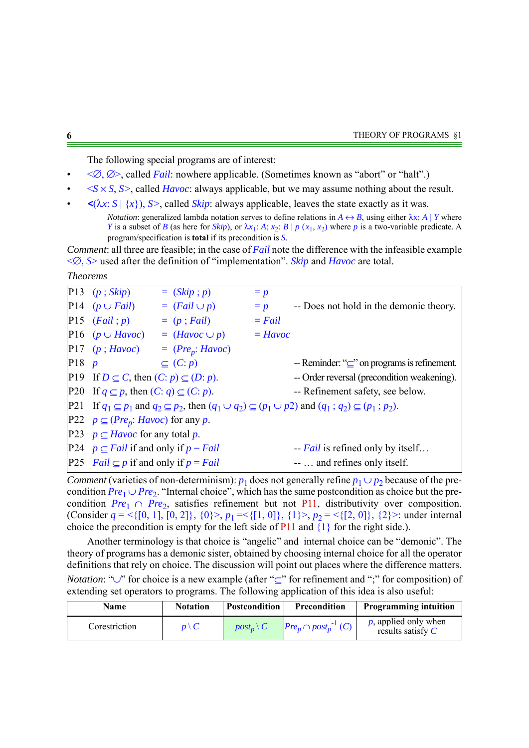The following special programs are of interest:

- $<\varnothing, \varnothing>$, called *Fail*: nowhere applicable. (Sometimes known as "abort" or "halt".)
- $<S \times S, S>$, called *Havoc*: always applicable, but we may assume nothing about the result.
- $<(\lambda x: S \mid \{x\}), S>$, called *Skip*: always applicable, leaves the state exactly as it was.

*Notation*: generalized lambda notation serves to define relations in $A \leftrightarrow B$, using either $\lambda x: A \mid Y$ where $Y$ is a subset of $B$ (as here for *Skip*), or $\lambda x_1: A;\ x_2: B \mid p\ (x_1, x_2)$ where $p$ is a two-variable predicate. A program/specification is **total** if its precondition is $S$.

*Comment*: all three are feasible; in the case of *Fail* note the difference with the infeasible example $<\varnothing, S>$ used after the definition of "implementation". *Skip* and *Havoc* are total.

*Theorems*

| | | | | |
|---|---|---|---|---|
| P13 | $(p\ ;\ Skip)$ | $= (Skip\ ;\ p)$ | $= p$ | |
| P14 | $(p \cup Fail)$ | $= (Fail \cup p)$ | $= p$ | -- Does not hold in the demonic theory. |
| P15 | $(Fail\ ;\ p)$ | $= (p\ ;\ Fail)$ | $= Fail$ | |
| P16 | $(p \cup Havoc)$ | $= (Havoc \cup p)$ | $= Havoc$ | |
| P17 | $(p\ ;\ Havoc)$ | $= (Pre_p: Havoc)$ | | |
| P18 | $p$ | $\subseteq (C: p)$ | | -- Reminder: "$\subseteq$" on programs is refinement. |
| P19 | If $D \subseteq C$, then $(C: p) \subseteq (D: p)$. | | | -- Order reversal (precondition weakening). |
| P20 | If $q \subseteq p$, then $(C: q) \subseteq (C: p)$. | | | -- Refinement safety, see below. |
| P21 | If $q_1 \subseteq p_1$ and $q_2 \subseteq p_2$, then $(q_1 \cup q_2) \subseteq (p_1 \cup p2)$ and $(q_1\ ;\ q_2) \subseteq (p_1\ ;\ p_2)$. | | | |
| P22 | $p \subseteq (Pre_p: Havoc)$ for any $p$. | | | |
| P23 | $p \subseteq Havoc$ for any total $p$. | | | |
| P24 | $p \subseteq Fail$ if and only if $p = Fail$ | | | -- *Fail* is refined only by itself… |
| P25 | $Fail \subseteq p$ if and only if $p = Fail$ | | | -- … and refines only itself. |

*Comment* (varieties of non-determinism): $p_1$ does not generally refine $p_1 \cup p_2$ because of the precondition $Pre_1 \cup Pre_2$. "Internal choice", which has the same postcondition as choice but the precondition $Pre_1 \cap Pre_2$, satisfies refinement but not P11, distributivity over composition. (Consider $q = <\{[0, 1], [0, 2]\}, \{0\}>$, $p_1 = <\{[1, 0]\}, \{1\}>$, $p_2 = <\{[2, 0]\}, \{2\}>$: under internal choice the precondition is empty for the left side of P11 and $\{1\}$ for the right side.).

Another terminology is that choice is "angelic" and internal choice can be "demonic". The theory of programs has a demonic sister, obtained by choosing internal choice for all the operator definitions that rely on choice. The discussion will point out places where the difference matters.

*Notation*: "$\cup$" for choice is a new example (after "$\subseteq$" for refinement and ";" for composition) of extending set operators to programs. The following application of this idea is also useful:

| Name | Notation | Postcondition | Precondition | Programming intuition |
|---|---|---|---|---|
| Corestriction | $p \setminus C$ | $post_p \setminus C$ | $Pre_p \cap post_p^{-1}\ (C)$ | $p$, applied only when results satisfy $C$ |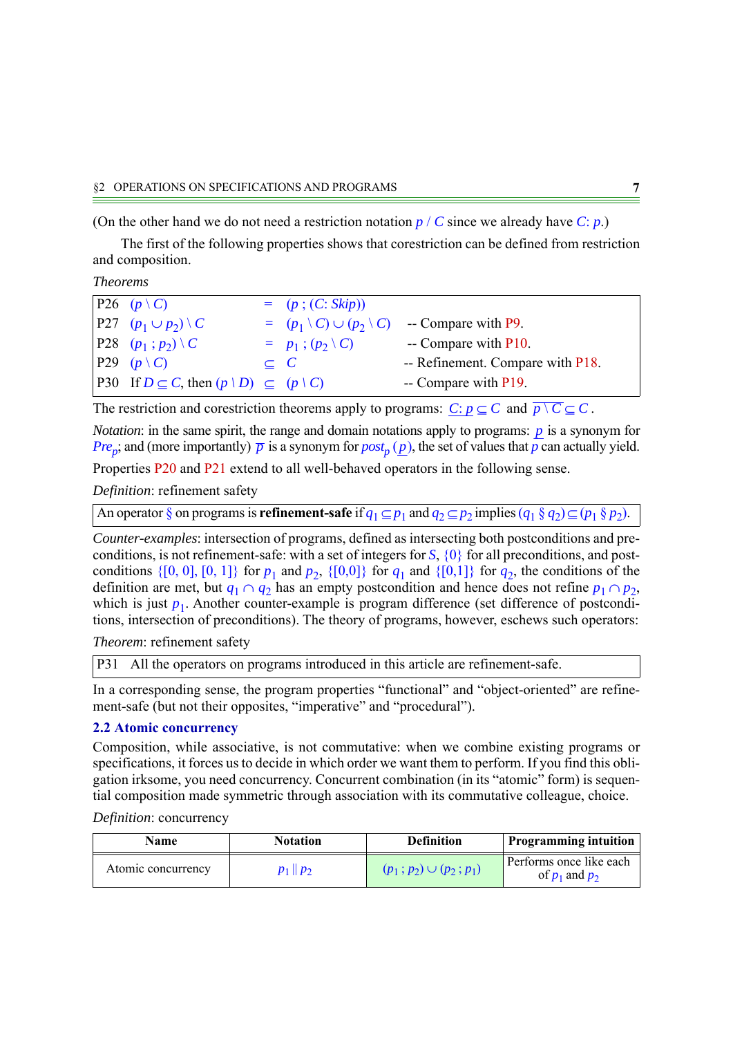(On the other hand we do not need a restriction notation $p \,/\, C$ since we already have $C$: $p$.)

The first of the following properties shows that corestriction can be defined from restriction and composition.

*Theorems*

| | | | | |
|---|---|---|---|---|
| P26 | $(p \setminus C)$ | $=$ | $(p \,;\, (C\colon \mathit{Skip}))$ | |
| P27 | $(p_1 \cup p_2) \setminus C$ | $=$ | $(p_1 \setminus C) \cup (p_2 \setminus C)$ | -- Compare with P9. |
| P28 | $(p_1 \,;\, p_2) \setminus C$ | $=$ | $p_1 \,;\, (p_2 \setminus C)$ | -- Compare with P10. |
| P29 | $(p \setminus C)$ | $\subseteq$ | $C$ | -- Refinement. Compare with P18. |
| P30 | If $D \subseteq C$, then $(p \setminus D)$ | $\subseteq$ | $(p \setminus C)$ | -- Compare with P19. |

The restriction and corestriction theorems apply to programs: $\underline{C\colon p} \subseteq C$ and $\overline{p \setminus C} \subseteq C$.

*Notation*: in the same spirit, the range and domain notations apply to programs: $\underline{p}$ is a synonym for $Pre_p$; and (more importantly) $\overline{p}$ is a synonym for $post_p\,(\underline{p})$, the set of values that $p$ can actually yield.

Properties P20 and P21 extend to all well-behaved operators in the following sense.

*Definition*: refinement safety

> An operator § on programs is **refinement-safe** if $q_1 \subseteq p_1$ and $q_2 \subseteq p_2$ implies $(q_1 \,§\, q_2) \subseteq (p_1 \,§\, p_2)$.

*Counter-examples*: intersection of programs, defined as intersecting both postconditions and preconditions, is not refinement-safe: with a set of integers for $S$, $\{0\}$ for all preconditions, and postconditions $\{[0, 0], [0, 1]\}$ for $p_1$ and $p_2$, $\{[0,0]\}$ for $q_1$ and $\{[0,1]\}$ for $q_2$, the conditions of the definition are met, but $q_1 \cap q_2$ has an empty postcondition and hence does not refine $p_1 \cap p_2$, which is just $p_1$. Another counter-example is program difference (set difference of postconditions, intersection of preconditions). The theory of programs, however, eschews such operators:

*Theorem*: refinement safety

> P31 All the operators on programs introduced in this article are refinement-safe.

In a corresponding sense, the program properties "functional" and "object-oriented" are refinement-safe (but not their opposites, "imperative" and "procedural").

### 2.2 Atomic concurrency

Composition, while associative, is not commutative: when we combine existing programs or specifications, it forces us to decide in which order we want them to perform. If you find this obligation irksome, you need concurrency. Concurrent combination (in its "atomic" form) is sequential composition made symmetric through association with its commutative colleague, choice.

*Definition*: concurrency

| Name | Notation | Definition | Programming intuition |
|---|---|---|---|
| Atomic concurrency | $p_1 \parallel p_2$ | $(p_1 \,;\, p_2) \cup (p_2 \,;\, p_1)$ | Performs once like each of $p_1$ and $p_2$ |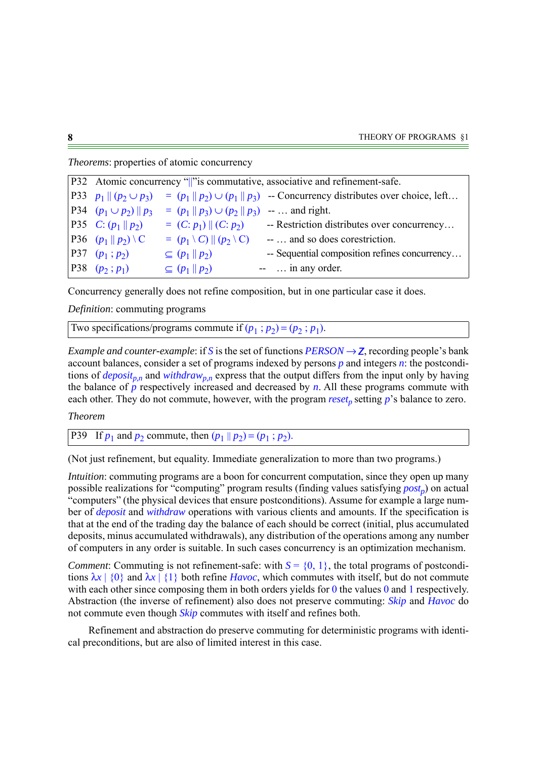*Theorems*: properties of atomic concurrency

| | | | |
|---|---|---|---|
| P32 | Atomic concurrency "$\|\|$" is commutative, associative and refinement-safe. | | |
| P33 | $p_1 \| (p_2 \cup p_3)$ | $= (p_1 \| p_2) \cup (p_1 \| p_3)$ | -- Concurrency distributes over choice, left… |
| P34 | $(p_1 \cup p_2) \| p_3$ | $= (p_1 \| p_3) \cup (p_2 \| p_3)$ | -- … and right. |
| P35 | $C: (p_1 \| p_2)$ | $= (C: p_1) \| (C: p_2)$ | -- Restriction distributes over concurrency… |
| P36 | $(p_1 \| p_2) \setminus C$ | $= (p_1 \setminus C) \| (p_2 \setminus C)$ | -- … and so does corestriction. |
| P37 | $(p_1 ; p_2)$ | $\subseteq (p_1 \| p_2)$ | -- Sequential composition refines concurrency… |
| P38 | $(p_2 ; p_1)$ | $\subseteq (p_1 \| p_2)$ | -- … in any order. |

Concurrency generally does not refine composition, but in one particular case it does.

*Definition*: commuting programs

> Two specifications/programs commute if $(p_1 ; p_2) = (p_2 ; p_1)$.

*Example and counter-example*: if $S$ is the set of functions $PERSON \rightarrow \mathbb{Z}$, recording people's bank account balances, consider a set of programs indexed by persons $p$ and integers $n$: the postconditions of $deposit_{p,n}$ and $withdraw_{p,n}$ express that the output differs from the input only by having the balance of $p$ respectively increased and decreased by $n$. All these programs commute with each other. They do not commute, however, with the program $reset_p$ setting $p$'s balance to zero.

*Theorem*

> P39 If $p_1$ and $p_2$ commute, then $(p_1 \| p_2) = (p_1 ; p_2)$.

(Not just refinement, but equality. Immediate generalization to more than two programs.)

*Intuition*: commuting programs are a boon for concurrent computation, since they open up many possible realizations for "computing" program results (finding values satisfying $post_p$) on actual "computers" (the physical devices that ensure postconditions). Assume for example a large number of *deposit* and *withdraw* operations with various clients and amounts. If the specification is that at the end of the trading day the balance of each should be correct (initial, plus accumulated deposits, minus accumulated withdrawals), any distribution of the operations among any number of computers in any order is suitable. In such cases concurrency is an optimization mechanism.

*Comment*: Commuting is not refinement-safe: with $S = \{0, 1\}$, the total programs of postconditions $\lambda x \mid \{0\}$ and $\lambda x \mid \{1\}$ both refine *Havoc*, which commutes with itself, but do not commute with each other since composing them in both orders yields for $0$ the values $0$ and $1$ respectively. Abstraction (the inverse of refinement) also does not preserve commuting: *Skip* and *Havoc* do not commute even though *Skip* commutes with itself and refines both.

Refinement and abstraction do preserve commuting for deterministic programs with identical preconditions, but are also of limited interest in this case.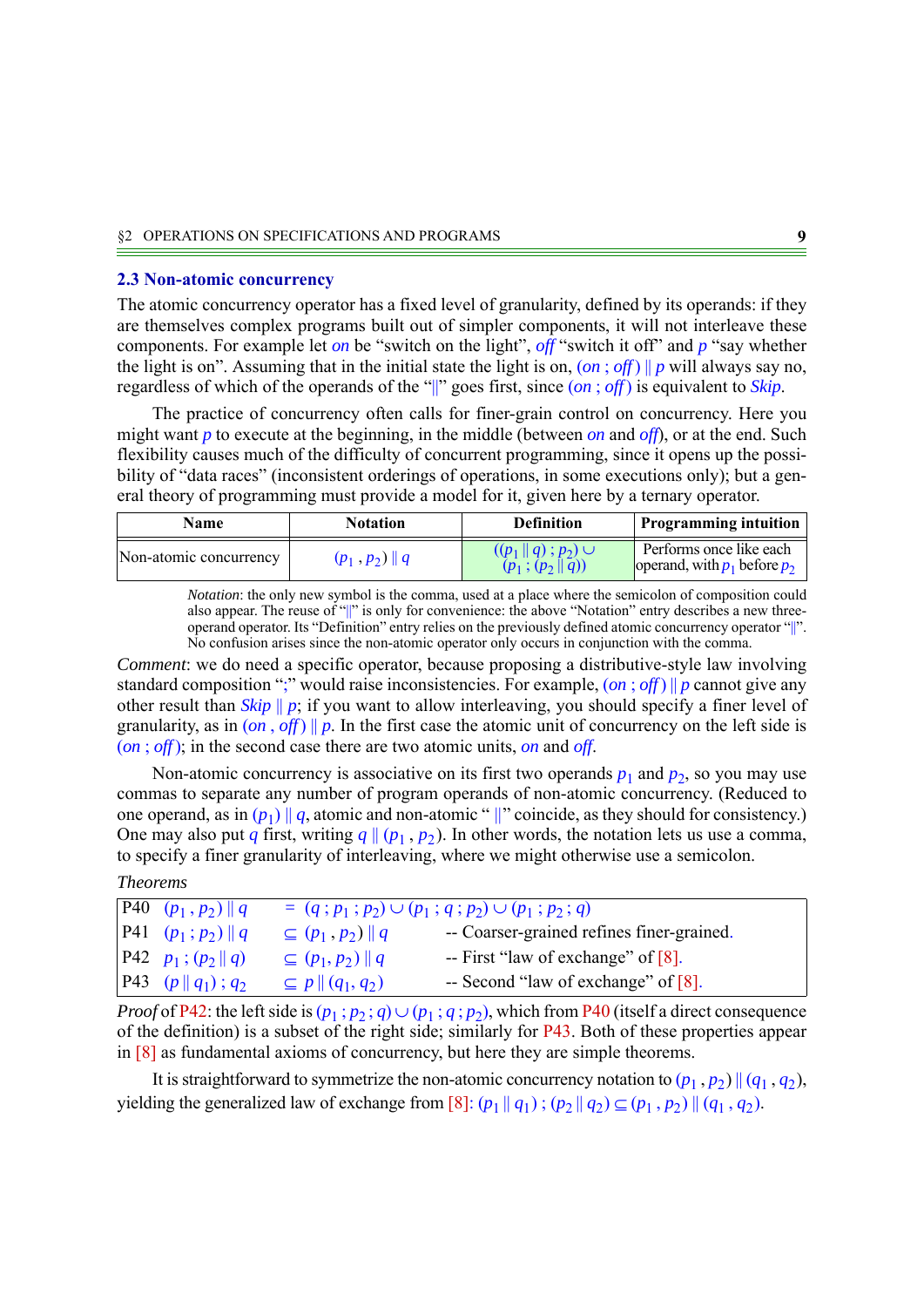## 2.3 Non-atomic concurrency

The atomic concurrency operator has a fixed level of granularity, defined by its operands: if they are themselves complex programs built out of simpler components, it will not interleave these components. For example let *on* be "switch on the light", *off* "switch it off" and $p$ "say whether the light is on". Assuming that in the initial state the light is on, $(on\ ;\ off) \parallel p$ will always say no, regardless of which of the operands of the "$\parallel$" goes first, since $(on\ ;\ off)$ is equivalent to *Skip*.

The practice of concurrency often calls for finer-grain control on concurrency. Here you might want $p$ to execute at the beginning, in the middle (between *on* and *off*), or at the end. Such flexibility causes much of the difficulty of concurrent programming, since it opens up the possibility of "data races" (inconsistent orderings of operations, in some executions only); but a general theory of programming must provide a model for it, given here by a ternary operator.

| Name | Notation | Definition | Programming intuition |
|---|---|---|---|
| Non-atomic concurrency | $(p_1\ ,\ p_2) \parallel q$ | $((p_1 \parallel q)\ ;\ p_2) \cup (p_1\ ;\ (p_2 \parallel q))$ | Performs once like each operand, with $p_1$ before $p_2$ |

*Notation*: the only new symbol is the comma, used at a place where the semicolon of composition could also appear. The reuse of "$\parallel$" is only for convenience: the above "Notation" entry describes a new three-operand operator. Its "Definition" entry relies on the previously defined atomic concurrency operator "$\parallel$". No confusion arises since the non-atomic operator only occurs in conjunction with the comma.

*Comment*: we do need a specific operator, because proposing a distributive-style law involving standard composition ";" would raise inconsistencies. For example, $(on\ ;\ off) \parallel p$ cannot give any other result than $Skip \parallel p$; if you want to allow interleaving, you should specify a finer level of granularity, as in $(on\ ,\ off) \parallel p$. In the first case the atomic unit of concurrency on the left side is $(on\ ;\ off)$; in the second case there are two atomic units, *on* and *off*.

Non-atomic concurrency is associative on its first two operands $p_1$ and $p_2$, so you may use commas to separate any number of program operands of non-atomic concurrency. (Reduced to one operand, as in $(p_1) \parallel q$, atomic and non-atomic "$\parallel$" coincide, as they should for consistency.) One may also put $q$ first, writing $q \parallel (p_1\ ,\ p_2)$. In other words, the notation lets us use a comma, to specify a finer granularity of interleaving, where we might otherwise use a semicolon.

*Theorems*

| | | | |
|---|---|---|---|
| P40 | $(p_1\ ,\ p_2) \parallel q$ | $= (q\ ;\ p_1\ ;\ p_2) \cup (p_1\ ;\ q\ ;\ p_2) \cup (p_1\ ;\ p_2\ ;\ q)$ | |
| P41 | $(p_1\ ;\ p_2) \parallel q$ | $\subseteq (p_1\ ,\ p_2) \parallel q$ | -- Coarser-grained refines finer-grained. |
| P42 | $p_1\ ;\ (p_2 \parallel q)$ | $\subseteq (p_1, p_2) \parallel q$ | -- First "law of exchange" of [8]. |
| P43 | $(p \parallel q_1)\ ;\ q_2$ | $\subseteq p \parallel (q_1, q_2)$ | -- Second "law of exchange" of [8]. |

*Proof* of P42: the left side is $(p_1\ ;\ p_2\ ;\ q) \cup (p_1\ ;\ q\ ;\ p_2)$, which from P40 (itself a direct consequence of the definition) is a subset of the right side; similarly for P43. Both of these properties appear in [8] as fundamental axioms of concurrency, but here they are simple theorems.

It is straightforward to symmetrize the non-atomic concurrency notation to $(p_1\ ,\ p_2) \parallel (q_1\ ,\ q_2)$, yielding the generalized law of exchange from [8]: $(p_1 \parallel q_1)\ ;\ (p_2 \parallel q_2) \subseteq (p_1\ ,\ p_2) \parallel (q_1\ ,\ q_2)$.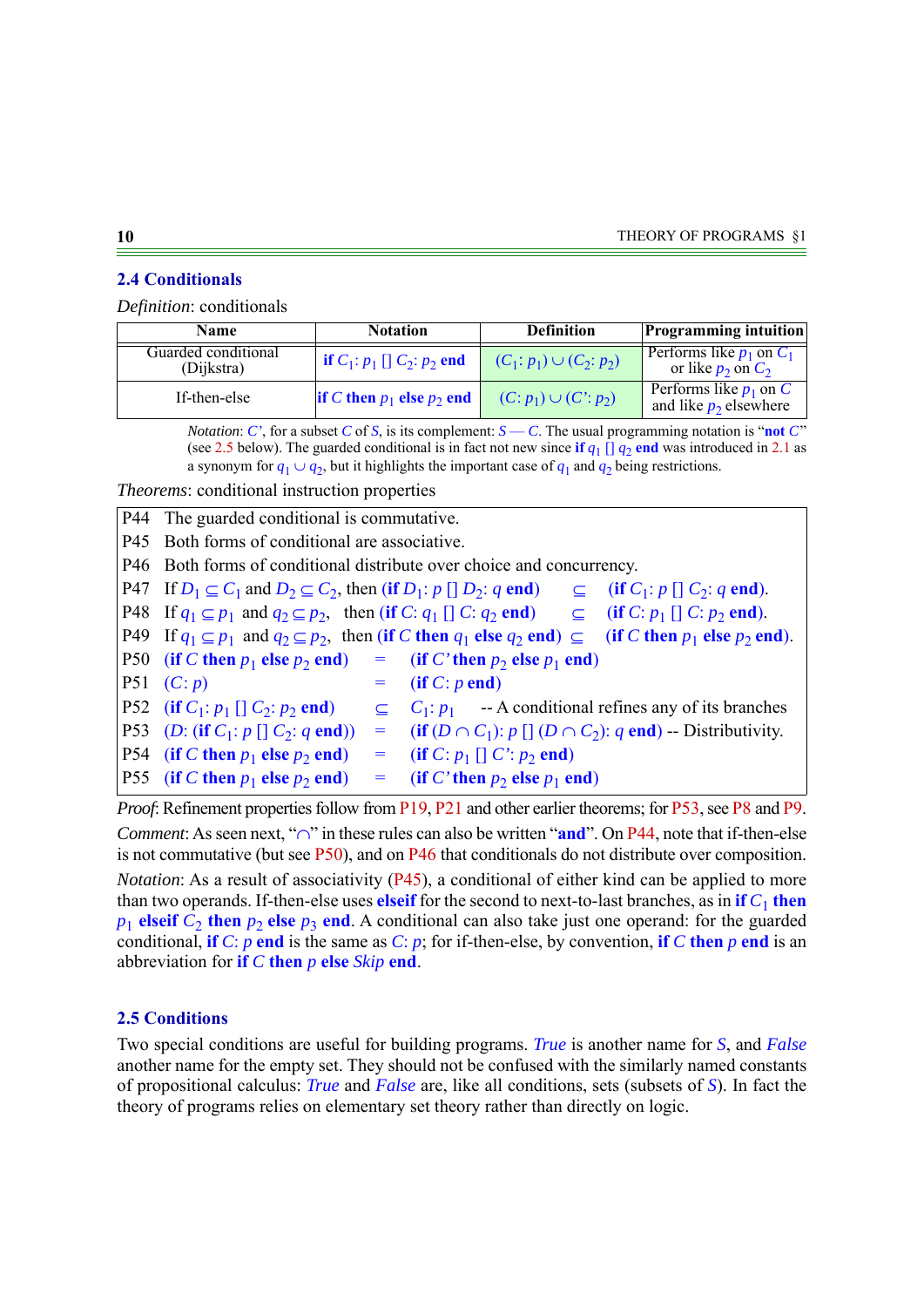## 2.4 Conditionals

*Definition*: conditionals

| Name | Notation | Definition | Programming intuition |
|---|---|---|---|
| Guarded conditional (Dijkstra) | **if** $C_1$: $p_1$ [] $C_2$: $p_2$ **end** | $(C_1: p_1) \cup (C_2: p_2)$ | Performs like $p_1$ on $C_1$ or like $p_2$ on $C_2$ |
| If-then-else | **if** $C$ **then** $p_1$ **else** $p_2$ **end** | $(C: p_1) \cup (C': p_2)$ | Performs like $p_1$ on $C$ and like $p_2$ elsewhere |

*Notation*: $C'$, for a subset $C$ of $S$, is its complement: $S — C$. The usual programming notation is "**not** $C$" (see 2.5 below). The guarded conditional is in fact not new since **if** $q_1$ [] $q_2$ **end** was introduced in 2.1 as a synonym for $q_1 \cup q_2$, but it highlights the important case of $q_1$ and $q_2$ being restrictions.

*Theorems*: conditional instruction properties

| | | | |
|---|---|---|---|
| P44 | The guarded conditional is commutative. | | |
| P45 | Both forms of conditional are associative. | | |
| P46 | Both forms of conditional distribute over choice and concurrency. | | |
| P47 | If $D_1 \subseteq C_1$ and $D_2 \subseteq C_2$, then (**if** $D_1$: $p$ [] $D_2$: $q$ **end**) | $\subseteq$ | (**if** $C_1$: $p$ [] $C_2$: $q$ **end**). |
| P48 | If $q_1 \subseteq p_1$ and $q_2 \subseteq p_2$, then (**if** $C$: $q_1$ [] $C$: $q_2$ **end**) | $\subseteq$ | (**if** $C$: $p_1$ [] $C$: $p_2$ **end**). |
| P49 | If $q_1 \subseteq p_1$ and $q_2 \subseteq p_2$, then (**if** $C$ **then** $q_1$ **else** $q_2$ **end**) | $\subseteq$ | (**if** $C$ **then** $p_1$ **else** $p_2$ **end**). |
| P50 | (**if** $C$ **then** $p_1$ **else** $p_2$ **end**) | $=$ | (**if** $C'$ **then** $p_2$ **else** $p_1$ **end**) |
| P51 | $(C: p)$ | $=$ | (**if** $C$: $p$ **end**) |
| P52 | (**if** $C_1$: $p_1$ [] $C_2$: $p_2$ **end**) | $\subseteq$ | $C_1$: $p_1$ -- A conditional refines any of its branches |
| P53 | ($D$: (**if** $C_1$: $p$ [] $C_2$: $q$ **end**)) | $=$ | (**if** $(D \cap C_1)$: $p$ [] $(D \cap C_2)$: $q$ **end**) -- Distributivity. |
| P54 | (**if** $C$ **then** $p_1$ **else** $p_2$ **end**) | $=$ | (**if** $C$: $p_1$ [] $C'$: $p_2$ **end**) |
| P55 | (**if** $C$ **then** $p_1$ **else** $p_2$ **end**) | $=$ | (**if** $C'$ **then** $p_2$ **else** $p_1$ **end**) |

*Proof*: Refinement properties follow from P19, P21 and other earlier theorems; for P53, see P8 and P9.

*Comment*: As seen next, "$\cap$" in these rules can also be written "**and**". On P44, note that if-then-else is not commutative (but see P50), and on P46 that conditionals do not distribute over composition.

*Notation*: As a result of associativity (P45), a conditional of either kind can be applied to more than two operands. If-then-else uses **elseif** for the second to next-to-last branches, as in **if** $C_1$ **then** $p_1$ **elseif** $C_2$ **then** $p_2$ **else** $p_3$ **end**. A conditional can also take just one operand: for the guarded conditional, **if** $C$: $p$ **end** is the same as $C$: $p$; for if-then-else, by convention, **if** $C$ **then** $p$ **end** is an abbreviation for **if** $C$ **then** $p$ **else** *Skip* **end**.

## 2.5 Conditions

Two special conditions are useful for building programs. *True* is another name for $S$, and *False* another name for the empty set. They should not be confused with the similarly named constants of propositional calculus: *True* and *False* are, like all conditions, sets (subsets of $S$). In fact the theory of programs relies on elementary set theory rather than directly on logic.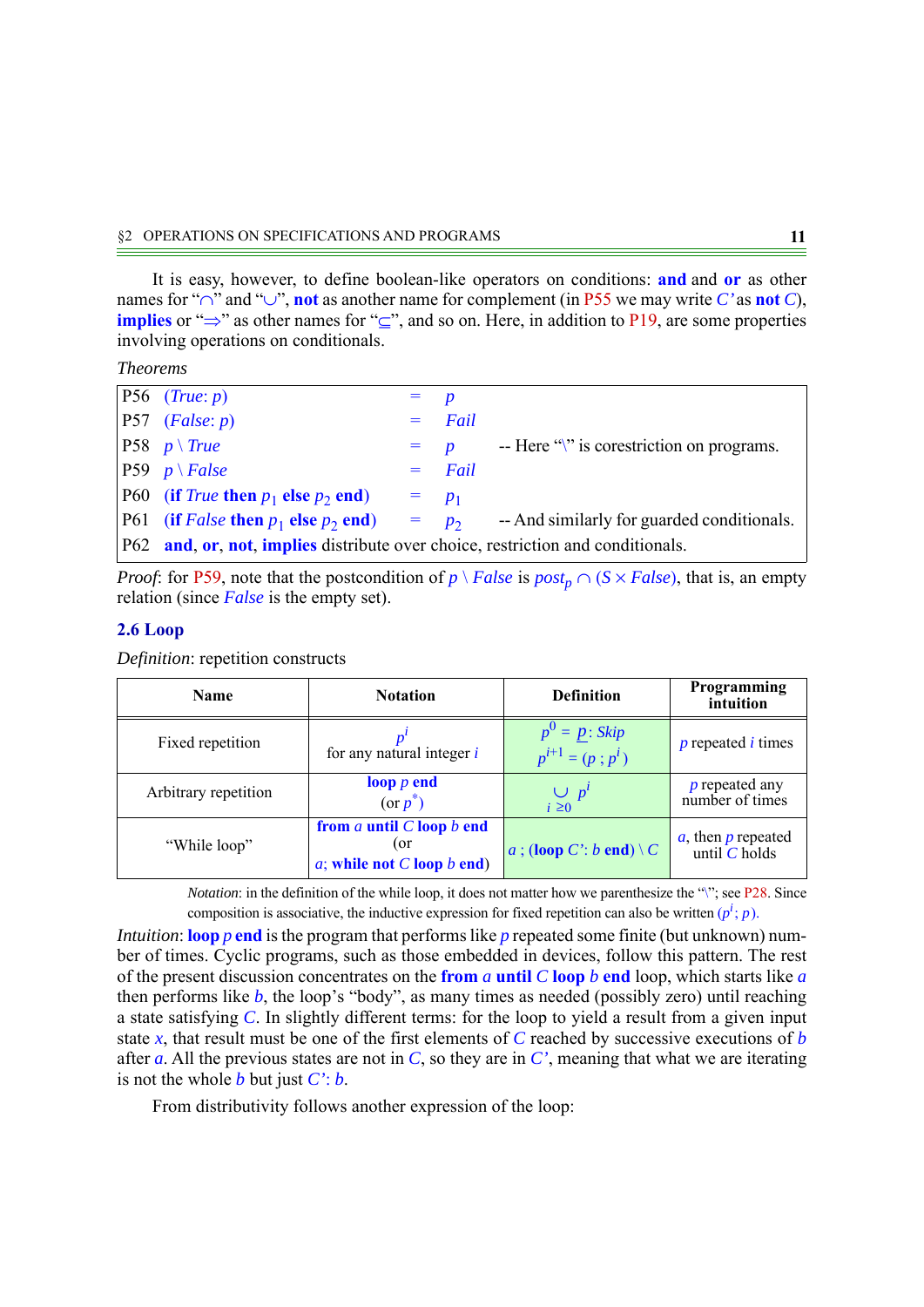It is easy, however, to define boolean-like operators on conditions: **and** and **or** as other names for "$\cap$" and "$\cup$", **not** as another name for complement (in P55 we may write $C'$ as **not** $C$), **implies** or "$\Rightarrow$" as other names for "$\subseteq$", and so on. Here, in addition to P19, are some properties involving operations on conditionals.

*Theorems*

| | | | | |
|---|---|---|---|---|
| P56 | $(True: p)$ | $=$ | $p$ | |
| P57 | $(False: p)$ | $=$ | $Fail$ | |
| P58 | $p \setminus True$ | $=$ | $p$ | -- Here "\" is corestriction on programs. |
| P59 | $p \setminus False$ | $=$ | $Fail$ | |
| P60 | (**if** $True$ **then** $p_1$ **else** $p_2$ **end**) | $=$ | $p_1$ | |
| P61 | (**if** $False$ **then** $p_1$ **else** $p_2$ **end**) | $=$ | $p_2$ | -- And similarly for guarded conditionals. |
| P62 | **and**, **or**, **not**, **implies** distribute over choice, restriction and conditionals. | | | |

*Proof*: for P59, note that the postcondition of $p \setminus False$ is $post_p \cap (S \times False)$, that is, an empty relation (since $False$ is the empty set).

## 2.6 Loop

*Definition*: repetition constructs

| Name | Notation | Definition | Programming intuition |
|---|---|---|---|
| Fixed repetition | $p^i$ for any natural integer $i$ | $p^0 = \underline{p}: Skip$ <br> $p^{i+1} = (p\ ;\ p^i)$ | $p$ repeated $i$ times |
| Arbitrary repetition | **loop** $p$ **end** (or $p^*$) | $\bigcup_{i \geq 0} p^i$ | $p$ repeated any number of times |
| "While loop" | **from** $a$ **until** $C$ **loop** $b$ **end** (or $a$; **while not** $C$ **loop** $b$ **end**) | $a$ ; (**loop** $C'$: $b$ **end**) $\setminus C$ | $a$, then $p$ repeated until $C$ holds |

*Notation*: in the definition of the while loop, it does not matter how we parenthesize the "\"; see P28. Since composition is associative, the inductive expression for fixed repetition can also be written $(p^i; p)$.

*Intuition*: **loop** $p$ **end** is the program that performs like $p$ repeated some finite (but unknown) number of times. Cyclic programs, such as those embedded in devices, follow this pattern. The rest of the present discussion concentrates on the **from** $a$ **until** $C$ **loop** $b$ **end** loop, which starts like $a$ then performs like $b$, the loop's "body", as many times as needed (possibly zero) until reaching a state satisfying $C$. In slightly different terms: for the loop to yield a result from a given input state $x$, that result must be one of the first elements of $C$ reached by successive executions of $b$ after $a$. All the previous states are not in $C$, so they are in $C'$, meaning that what we are iterating is not the whole $b$ but just $C'$: $b$.

From distributivity follows another expression of the loop: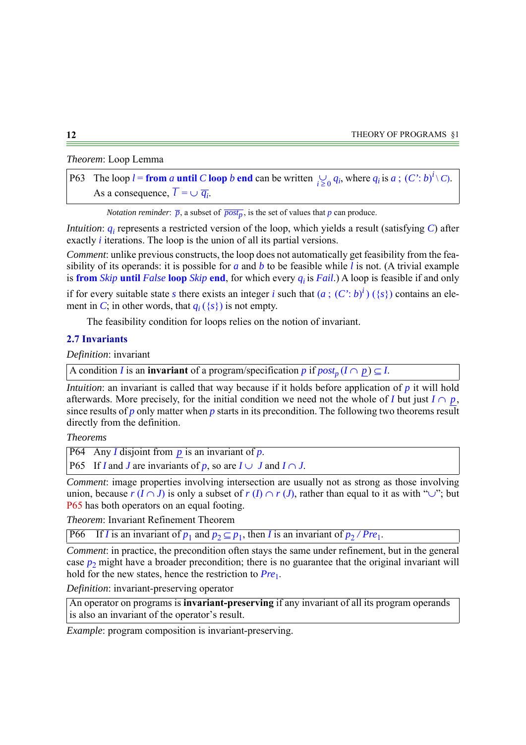*Theorem*: Loop Lemma

> P63 The loop $l =$ **from** $a$ **until** $C$ **loop** $b$ **end** can be written $\bigcup_{i \ge 0} q_i$, where $q_i$ is $a \,;\, (C' \colon b)^i \setminus C)$.
> As a consequence, $\overline{l} = \cup\, \overline{q_i}$.

*Notation reminder*: $\overline{p}$, a subset of $\overline{post_p}$, is the set of values that $p$ can produce.

*Intuition*: $q_i$ represents a restricted version of the loop, which yields a result (satisfying $C$) after exactly $i$ iterations. The loop is the union of all its partial versions.

*Comment*: unlike previous constructs, the loop does not automatically get feasibility from the feasibility of its operands: it is possible for $a$ and $b$ to be feasible while $l$ is not. (A trivial example is **from** *Skip* **until** *False* **loop** *Skip* **end**, for which every $q_i$ is *Fail*.) A loop is feasible if and only if for every suitable state $s$ there exists an integer $i$ such that $(a \,;\, (C' \colon b)^i)\ (\{s\})$ contains an element in $C$; in other words, that $q_i\ (\{s\})$ is not empty.

The feasibility condition for loops relies on the notion of invariant.

## 2.7 Invariants

*Definition*: invariant

> A condition $I$ is an **invariant** of a program/specification $p$ if $post_p\ (I \cap \underline{p}) \subseteq I$.

*Intuition*: an invariant is called that way because if it holds before application of $p$ it will hold afterwards. More precisely, for the initial condition we need not the whole of $I$ but just $I \cap \underline{p}$, since results of $p$ only matter when $p$ starts in its precondition. The following two theorems result directly from the definition.

*Theorems*

> P64 Any $I$ disjoint from $\underline{p}$ is an invariant of $p$.
> P65 If $I$ and $J$ are invariants of $p$, so are $I \cup J$ and $I \cap J$.

*Comment*: image properties involving intersection are usually not as strong as those involving union, because $r\ (I \cap J)$ is only a subset of $r\ (I) \cap r\ (J)$, rather than equal to it as with "$\cup$"; but P65 has both operators on an equal footing.

*Theorem*: Invariant Refinement Theorem

> P66 If $I$ is an invariant of $p_1$ and $p_2 \subseteq p_1$, then $I$ is an invariant of $p_2 \,/\, Pre_1$.

*Comment*: in practice, the precondition often stays the same under refinement, but in the general case $p_2$ might have a broader precondition; there is no guarantee that the original invariant will hold for the new states, hence the restriction to $Pre_1$.

*Definition*: invariant-preserving operator

> An operator on programs is **invariant-preserving** if any invariant of all its program operands is also an invariant of the operator's result.

*Example*: program composition is invariant-preserving.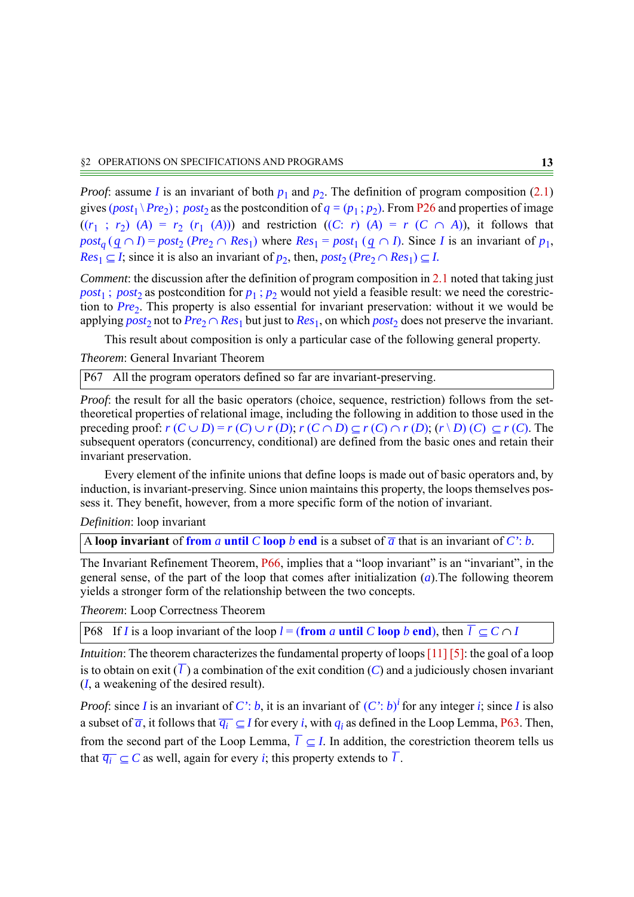*Proof*: assume $I$ is an invariant of both $p_1$ and $p_2$. The definition of program composition (2.1) gives $(post_1 \setminus Pre_2)\ ;\ post_2$ as the postcondition of $q = (p_1\ ;\ p_2)$. From P26 and properties of image $((r_1\ ;\ r_2)\ (A) = r_2\ (r_1\ (A)))$ and restriction $((C\colon r)\ (A) = r\ (C \cap A))$, it follows that $post_q\ (\underline{q} \cap I) = post_2\ (Pre_2 \cap Res_1)$ where $Res_1 = post_1\ (\underline{q} \cap I)$. Since $I$ is an invariant of $p_1$, $Res_1 \subseteq I$; since it is also an invariant of $p_2$, then, $post_2\ (Pre_2 \cap Res_1) \subseteq I$.

*Comment*: the discussion after the definition of program composition in 2.1 noted that taking just $post_1\ ;\ post_2$ as postcondition for $p_1\ ;\ p_2$ would not yield a feasible result: we need the corestriction to $Pre_2$. This property is also essential for invariant preservation: without it we would be applying $post_2$ not to $Pre_2 \cap Res_1$ but just to $Res_1$, on which $post_2$ does not preserve the invariant.

This result about composition is only a particular case of the following general property.

*Theorem*: General Invariant Theorem

| P67 All the program operators defined so far are invariant-preserving. |
|---|

*Proof*: the result for all the basic operators (choice, sequence, restriction) follows from the set-theoretical properties of relational image, including the following in addition to those used in the preceding proof: $r\ (C \cup D) = r\ (C) \cup r\ (D)$; $r\ (C \cap D) \subseteq r\ (C) \cap r\ (D)$; $(r \setminus D)\ (C) \subseteq r\ (C)$. The subsequent operators (concurrency, conditional) are defined from the basic ones and retain their invariant preservation.

Every element of the infinite unions that define loops is made out of basic operators and, by induction, is invariant-preserving. Since union maintains this property, the loops themselves possess it. They benefit, however, from a more specific form of the notion of invariant.

*Definition*: loop invariant

| A **loop invariant** of **from** $a$ **until** $C$ **loop** $b$ **end** is a subset of $\overline{a}$ that is an invariant of $C'\colon b$. |
|---|

The Invariant Refinement Theorem, P66, implies that a "loop invariant" is an "invariant", in the general sense, of the part of the loop that comes after initialization ($a$).The following theorem yields a stronger form of the relationship between the two concepts.

*Theorem*: Loop Correctness Theorem

| P68 If $I$ is a loop invariant of the loop $l =$ (**from** $a$ **until** $C$ **loop** $b$ **end**), then $\overline{l} \subseteq C \cap I$ |
|---|

*Intuition*: The theorem characterizes the fundamental property of loops [11] [5]: the goal of a loop is to obtain on exit ($\overline{l}$) a combination of the exit condition ($C$) and a judiciously chosen invariant ($I$, a weakening of the desired result).

*Proof*: since $I$ is an invariant of $C'\colon b$, it is an invariant of $(C'\colon b)^i$ for any integer $i$; since $I$ is also a subset of $\overline{a}$, it follows that $\overline{q_i} \subseteq I$ for every $i$, with $q_i$ as defined in the Loop Lemma, P63. Then, from the second part of the Loop Lemma, $\overline{l} \subseteq I$. In addition, the corestriction theorem tells us that $\overline{q_i} \subseteq C$ as well, again for every $i$; this property extends to $\overline{l}$.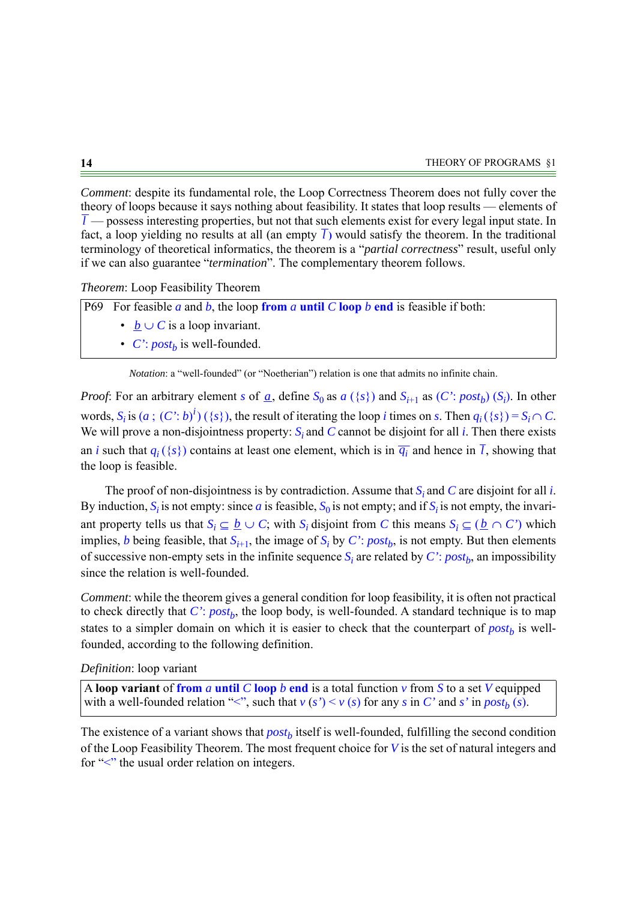*Comment*: despite its fundamental role, the Loop Correctness Theorem does not fully cover the theory of loops because it says nothing about feasibility. It states that loop results — elements of $\overline{l}$ — possess interesting properties, but not that such elements exist for every legal input state. In fact, a loop yielding no results at all (an empty $\overline{l}$) would satisfy the theorem. In the traditional terminology of theoretical informatics, the theorem is a "*partial correctness*" result, useful only if we can also guarantee "*termination*". The complementary theorem follows.

*Theorem*: Loop Feasibility Theorem

> P69 For feasible $a$ and $b$, the loop **from** $a$ **until** $C$ **loop** $b$ **end** is feasible if both:
>
> - $\underline{b} \cup C$ is a loop invariant.
> - $C'$: $post_b$ is well-founded.

*Notation*: a "well-founded" (or "Noetherian") relation is one that admits no infinite chain.

*Proof*: For an arbitrary element $s$ of $\underline{a}$, define $S_0$ as $a$ ($\{s\}$) and $S_{i+1}$ as ($C'$: $post_b$) ($S_i$). In other words, $S_i$ is $(a\ ;\ (C'\!: b)^i)$ ($\{s\}$), the result of iterating the loop $i$ times on $s$. Then $q_i$ ($\{s\}$) $= S_i \cap C$. We will prove a non-disjointness property: $S_i$ and $C$ cannot be disjoint for all $i$. Then there exists an $i$ such that $q_i$ ($\{s\}$) contains at least one element, which is in $\overline{q_i}$ and hence in $\overline{l}$, showing that the loop is feasible.

The proof of non-disjointness is by contradiction. Assume that $S_i$ and $C$ are disjoint for all $i$. By induction, $S_i$ is not empty: since $a$ is feasible, $S_0$ is not empty; and if $S_i$ is not empty, the invariant property tells us that $S_i \subseteq \underline{b} \cup C$; with $S_i$ disjoint from $C$ this means $S_i \subseteq (\underline{b} \cap C')$ which implies, $b$ being feasible, that $S_{i+1}$, the image of $S_i$ by $C'$: $post_b$, is not empty. But then elements of successive non-empty sets in the infinite sequence $S_i$ are related by $C'$: $post_b$, an impossibility since the relation is well-founded.

*Comment*: while the theorem gives a general condition for loop feasibility, it is often not practical to check directly that $C'$: $post_b$, the loop body, is well-founded. A standard technique is to map states to a simpler domain on which it is easier to check that the counterpart of $post_b$ is well-founded, according to the following definition.

*Definition*: loop variant

> A **loop variant** of **from** $a$ **until** $C$ **loop** $b$ **end** is a total function $v$ from $S$ to a set $V$ equipped with a well-founded relation "$<$", such that $v$ ($s'$) $<$ $v$ ($s$) for any $s$ in $C'$ and $s'$ in $post_b$ ($s$).

The existence of a variant shows that $post_b$ itself is well-founded, fulfilling the second condition of the Loop Feasibility Theorem. The most frequent choice for $V$ is the set of natural integers and for "$<$" the usual order relation on integers.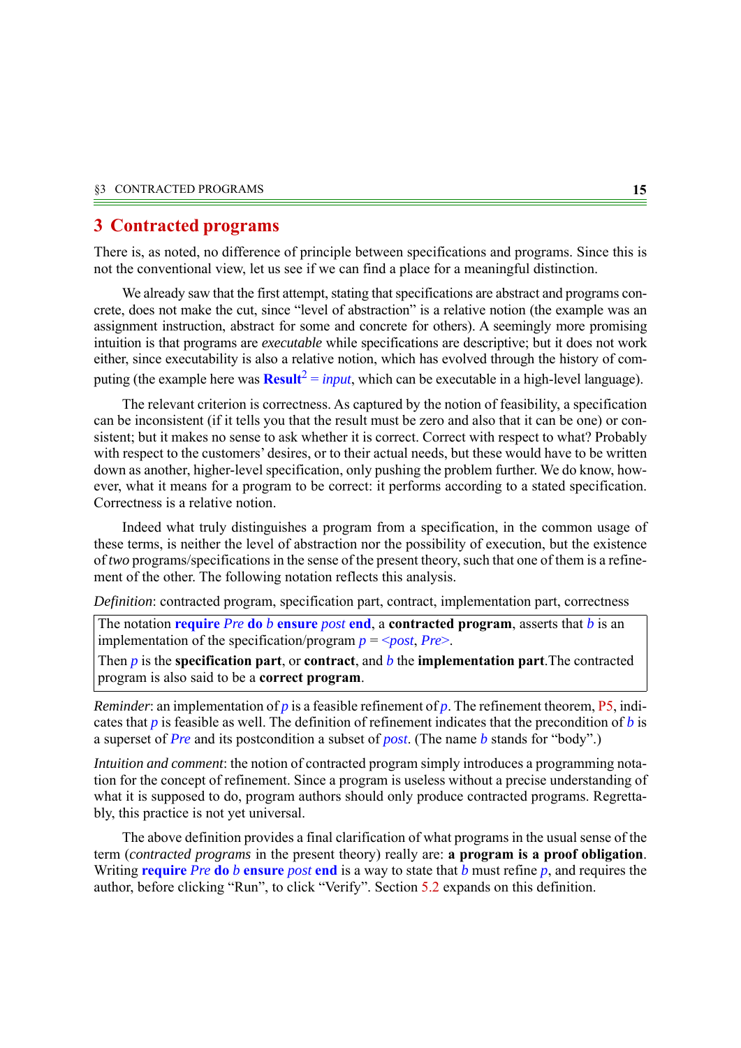# 3 Contracted programs

There is, as noted, no difference of principle between specifications and programs. Since this is not the conventional view, let us see if we can find a place for a meaningful distinction.

We already saw that the first attempt, stating that specifications are abstract and programs concrete, does not make the cut, since "level of abstraction" is a relative notion (the example was an assignment instruction, abstract for some and concrete for others). A seemingly more promising intuition is that programs are *executable* while specifications are descriptive; but it does not work either, since executability is also a relative notion, which has evolved through the history of computing (the example here was **Result**$^2$ = *input*, which can be executable in a high-level language).

The relevant criterion is correctness. As captured by the notion of feasibility, a specification can be inconsistent (if it tells you that the result must be zero and also that it can be one) or consistent; but it makes no sense to ask whether it is correct. Correct with respect to what? Probably with respect to the customers' desires, or to their actual needs, but these would have to be written down as another, higher-level specification, only pushing the problem further. We do know, however, what it means for a program to be correct: it performs according to a stated specification. Correctness is a relative notion.

Indeed what truly distinguishes a program from a specification, in the common usage of these terms, is neither the level of abstraction nor the possibility of execution, but the existence of *two* programs/specifications in the sense of the present theory, such that one of them is a refinement of the other. The following notation reflects this analysis.

*Definition*: contracted program, specification part, contract, implementation part, correctness

> The notation **require** *Pre* **do** *b* **ensure** *post* **end**, a **contracted program**, asserts that *b* is an implementation of the specification/program *p* = <*post*, *Pre*>.
>
> Then *p* is the **specification part**, or **contract**, and *b* the **implementation part**.The contracted program is also said to be a **correct program**.

*Reminder*: an implementation of *p* is a feasible refinement of *p*. The refinement theorem, P5, indicates that *p* is feasible as well. The definition of refinement indicates that the precondition of *b* is a superset of *Pre* and its postcondition a subset of *post*. (The name *b* stands for "body".)

*Intuition and comment*: the notion of contracted program simply introduces a programming notation for the concept of refinement. Since a program is useless without a precise understanding of what it is supposed to do, program authors should only produce contracted programs. Regrettably, this practice is not yet universal.

The above definition provides a final clarification of what programs in the usual sense of the term (*contracted programs* in the present theory) really are: **a program is a proof obligation**. Writing **require** *Pre* **do** *b* **ensure** *post* **end** is a way to state that *b* must refine *p*, and requires the author, before clicking "Run", to click "Verify". Section 5.2 expands on this definition.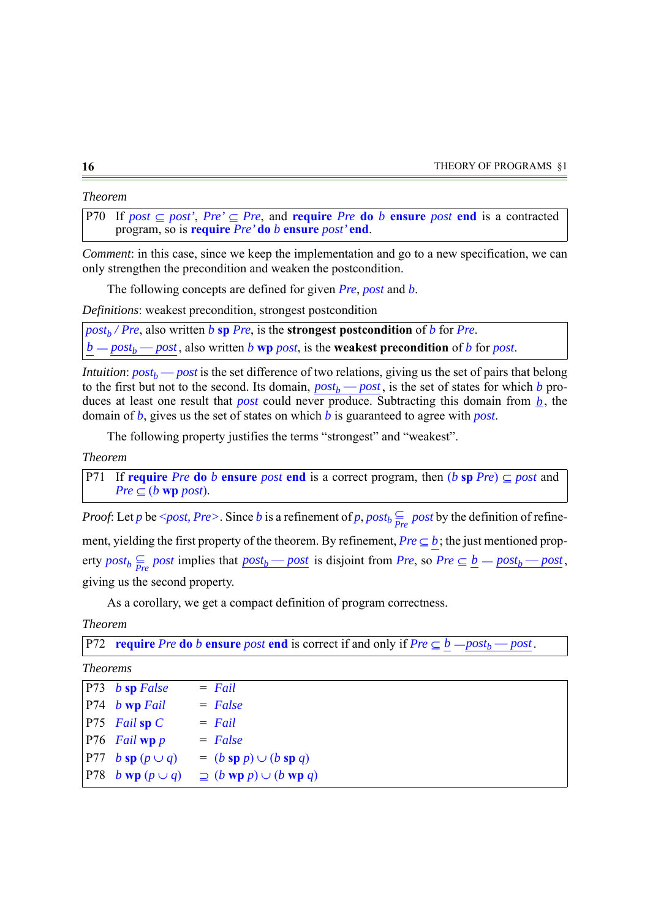*Theorem*

| P70 | If $post \subseteq post'$, $Pre' \subseteq Pre$, and **require** $Pre$ **do** $b$ **ensure** $post$ **end** is a contracted program, so is **require** $Pre'$ **do** $b$ **ensure** $post'$ **end**. |
|---|---|

*Comment*: in this case, since we keep the implementation and go to a new specification, we can only strengthen the precondition and weaken the postcondition.

The following concepts are defined for given $Pre$, $post$ and $b$.

*Definitions*: weakest precondition, strongest postcondition

| $post_b \,/\, Pre$, also written $b$ **sp** $Pre$, is the **strongest postcondition** of $b$ for $Pre$. |
|---|
| $\underline{b - \underline{post_b - post}}$, also written $b$ **wp** $post$, is the **weakest precondition** of $b$ for $post$. |

*Intuition*: $post_b - post$ is the set difference of two relations, giving us the set of pairs that belong to the first but not to the second. Its domain, $\underline{post_b - post}$, is the set of states for which $b$ produces at least one result that $post$ could never produce. Subtracting this domain from $\underline{b}$, the domain of $b$, gives us the set of states on which $b$ is guaranteed to agree with $post$.

The following property justifies the terms "strongest" and "weakest".

*Theorem*

| P71 | If **require** $Pre$ **do** $b$ **ensure** $post$ **end** is a correct program, then $(b$ **sp** $Pre) \subseteq post$ and $Pre \subseteq (b$ **wp** $post)$. |
|---|---|

*Proof*: Let $p$ be $<post, Pre>$. Since $b$ is a refinement of $p$, $post_b \underset{Pre}{\subseteq} post$ by the definition of refinement, yielding the first property of the theorem. By refinement, $Pre \subseteq \underline{b}$; the just mentioned property $post_b \underset{Pre}{\subseteq} post$ implies that $\underline{post_b - post}$ is disjoint from $Pre$, so $Pre \subseteq \underline{b} - \underline{post_b - post}$, giving us the second property.

As a corollary, we get a compact definition of program correctness.

*Theorem*

| P72 | **require** $Pre$ **do** $b$ **ensure** $post$ **end** is correct if and only if $Pre \subseteq \underline{b} - \underline{post_b - post}$. |
|---|---|

*Theorems*

| | | | |
|---|---|---|---|
| P73 | $b$ **sp** $False$ | $=$ | $Fail$ |
| P74 | $b$ **wp** $Fail$ | $=$ | $False$ |
| P75 | $Fail$ **sp** $C$ | $=$ | $Fail$ |
| P76 | $Fail$ **wp** $p$ | $=$ | $False$ |
| P77 | $b$ **sp** $(p \cup q)$ | $=$ | $(b$ **sp** $p) \cup (b$ **sp** $q)$ |
| P78 | $b$ **wp** $(p \cup q)$ | $\supseteq$ | $(b$ **wp** $p) \cup (b$ **wp** $q)$ |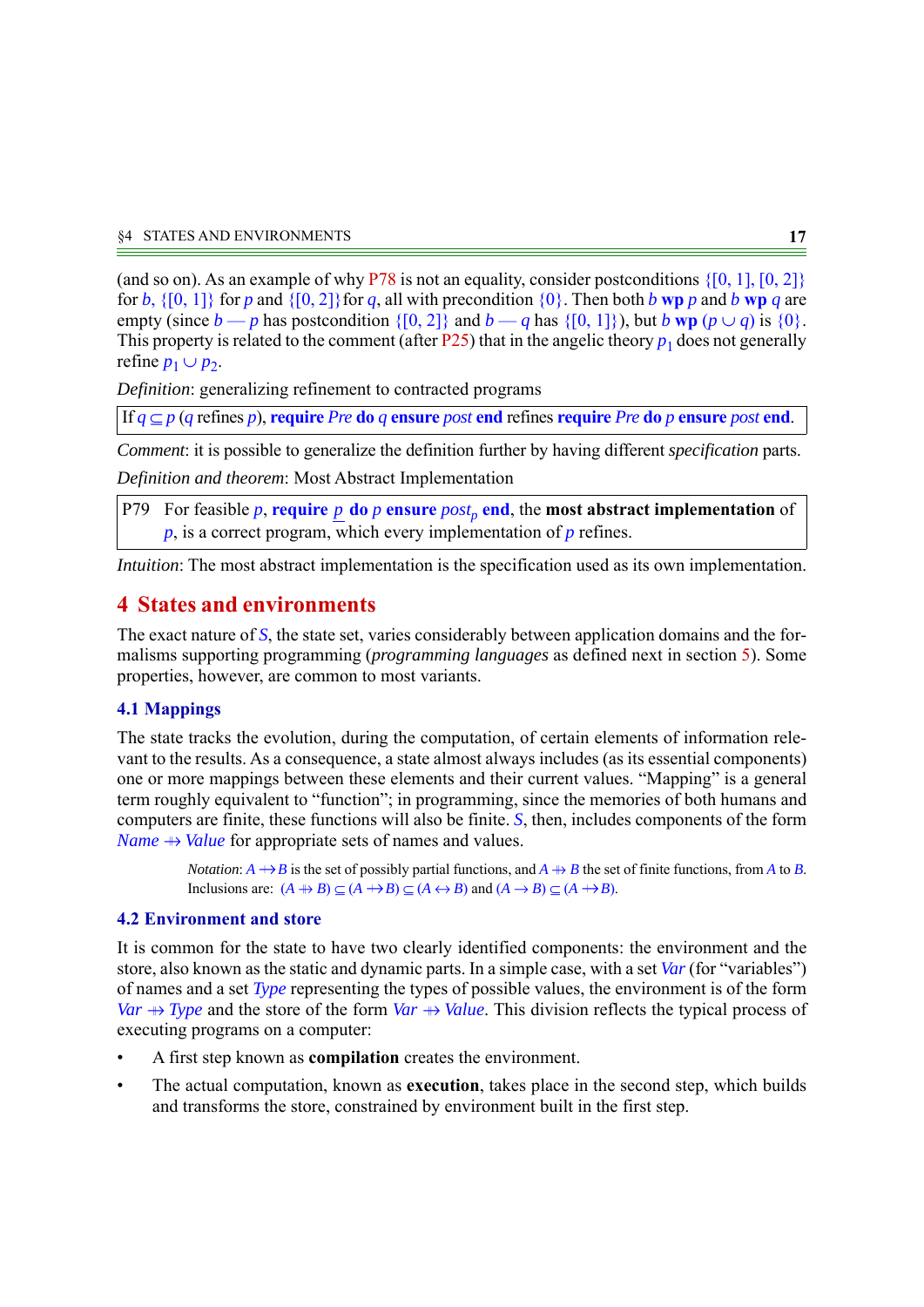(and so on). As an example of why P78 is not an equality, consider postconditions $\{[0, 1], [0, 2]\}$ for $b$, $\{[0, 1]\}$ for $p$ and $\{[0, 2]\}$ for $q$, all with precondition $\{0\}$. Then both $b$ **wp** $p$ and $b$ **wp** $q$ are empty (since $b — p$ has postcondition $\{[0, 2]\}$ and $b — q$ has $\{[0, 1]\}$), but $b$ **wp** $(p \cup q)$ is $\{0\}$. This property is related to the comment (after P25) that in the angelic theory $p_1$ does not generally refine $p_1 \cup p_2$.

*Definition*: generalizing refinement to contracted programs

> If $q \subseteq p$ ($q$ refines $p$), **require** *Pre* **do** $q$ **ensure** *post* **end** refines **require** *Pre* **do** $p$ **ensure** *post* **end**.

*Comment*: it is possible to generalize the definition further by having different *specification* parts.

*Definition and theorem*: Most Abstract Implementation

> P79 For feasible $p$, **require** $\underline{p}$ **do** $p$ **ensure** $post_p$ **end**, the **most abstract implementation** of $p$, is a correct program, which every implementation of $p$ refines.

*Intuition*: The most abstract implementation is the specification used as its own implementation.

# 4 States and environments

The exact nature of $S$, the state set, varies considerably between application domains and the formalisms supporting programming (*programming languages* as defined next in section 5). Some properties, however, are common to most variants.

## 4.1 Mappings

The state tracks the evolution, during the computation, of certain elements of information relevant to the results. As a consequence, a state almost always includes (as its essential components) one or more mappings between these elements and their current values. "Mapping" is a general term roughly equivalent to "function"; in programming, since the memories of both humans and computers are finite, these functions will also be finite. $S$, then, includes components of the form $Name \nrightarrow\!\!\!\!\nrightarrow Value$ for appropriate sets of names and values.

> *Notation*: $A \nrightarrow B$ is the set of possibly partial functions, and $A \nrightarrow\!\!\!\!\nrightarrow B$ the set of finite functions, from $A$ to $B$. Inclusions are: $(A \nrightarrow\!\!\!\!\nrightarrow B) \subseteq (A \nrightarrow B) \subseteq (A \leftrightarrow B)$ and $(A \rightarrow B) \subseteq (A \nrightarrow B)$.

## 4.2 Environment and store

It is common for the state to have two clearly identified components: the environment and the store, also known as the static and dynamic parts. In a simple case, with a set $Var$ (for "variables") of names and a set $Type$ representing the types of possible values, the environment is of the form $Var \nrightarrow\!\!\!\!\nrightarrow Type$ and the store of the form $Var \nrightarrow\!\!\!\!\nrightarrow Value$. This division reflects the typical process of executing programs on a computer:

- A first step known as **compilation** creates the environment.
- The actual computation, known as **execution**, takes place in the second step, which builds and transforms the store, constrained by environment built in the first step.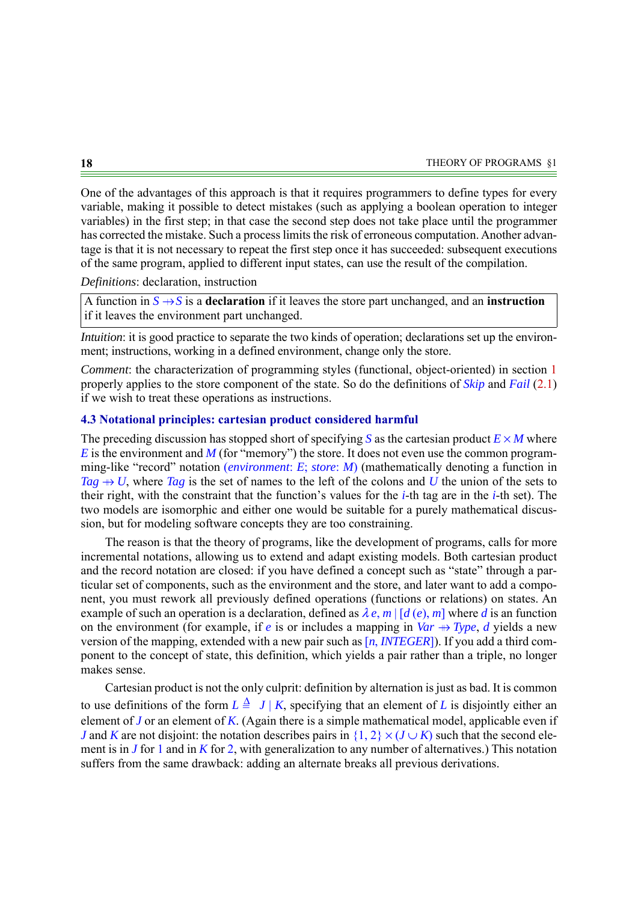One of the advantages of this approach is that it requires programmers to define types for every variable, making it possible to detect mistakes (such as applying a boolean operation to integer variables) in the first step; in that case the second step does not take place until the programmer has corrected the mistake. Such a process limits the risk of erroneous computation. Another advantage is that it is not necessary to repeat the first step once it has succeeded: subsequent executions of the same program, applied to different input states, can use the result of the compilation.

*Definitions*: declaration, instruction

> A function in $S \to S$ is a **declaration** if it leaves the store part unchanged, and an **instruction** if it leaves the environment part unchanged.

*Intuition*: it is good practice to separate the two kinds of operation; declarations set up the environment; instructions, working in a defined environment, change only the store.

*Comment*: the characterization of programming styles (functional, object-oriented) in section 1 properly applies to the store component of the state. So do the definitions of *Skip* and *Fail* (2.1) if we wish to treat these operations as instructions.

### 4.3 Notational principles: cartesian product considered harmful

The preceding discussion has stopped short of specifying $S$ as the cartesian product $E \times M$ where $E$ is the environment and $M$ (for "memory") the store. It does not even use the common programming-like "record" notation $(environment\!: E;\ store\!: M)$ (mathematically denoting a function in $Tag \nrightarrow U$, where $Tag$ is the set of names to the left of the colons and $U$ the union of the sets to their right, with the constraint that the function's values for the $i$-th tag are in the $i$-th set). The two models are isomorphic and either one would be suitable for a purely mathematical discussion, but for modeling software concepts they are too constraining.

The reason is that the theory of programs, like the development of programs, calls for more incremental notations, allowing us to extend and adapt existing models. Both cartesian product and the record notation are closed: if you have defined a concept such as "state" through a particular set of components, such as the environment and the store, and later want to add a component, you must rework all previously defined operations (functions or relations) on states. An example of such an operation is a declaration, defined as $\lambda\, e, m \mid [d\,(e), m]$ where $d$ is an function on the environment (for example, if $e$ is or includes a mapping in $Var \nrightarrow Type$, $d$ yields a new version of the mapping, extended with a new pair such as $[n, INTEGER]$). If you add a third component to the concept of state, this definition, which yields a pair rather than a triple, no longer makes sense.

Cartesian product is not the only culprit: definition by alternation is just as bad. It is common to use definitions of the form $L \triangleq J \mid K$, specifying that an element of $L$ is disjointly either an element of $J$ or an element of $K$. (Again there is a simple mathematical model, applicable even if $J$ and $K$ are not disjoint: the notation describes pairs in $\{1, 2\} \times (J \cup K)$ such that the second element is in $J$ for $1$ and in $K$ for $2$, with generalization to any number of alternatives.) This notation suffers from the same drawback: adding an alternate breaks all previous derivations.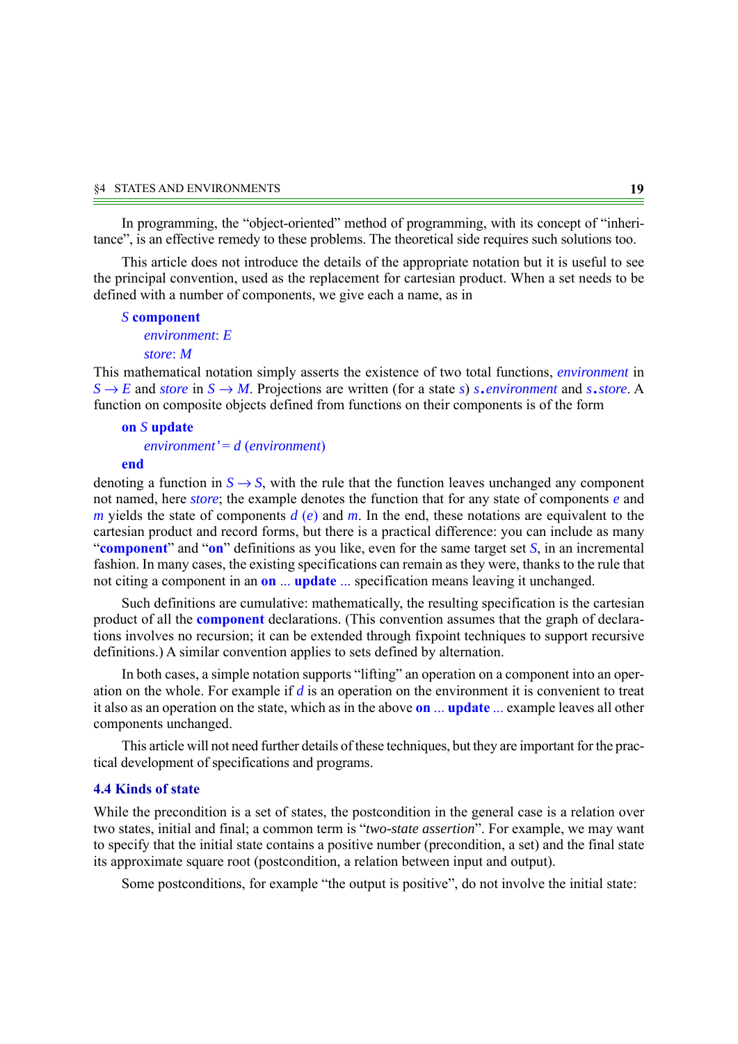In programming, the "object-oriented" method of programming, with its concept of "inheritance", is an effective remedy to these problems. The theoretical side requires such solutions too.

This article does not introduce the details of the appropriate notation but it is useful to see the principal convention, used as the replacement for cartesian product. When a set needs to be defined with a number of components, we give each a name, as in

> *S* **component**
>
> *environment*: *E*
>
> *store*: *M*

This mathematical notation simply asserts the existence of two total functions, *environment* in $S \rightarrow E$ and *store* in $S \rightarrow M$. Projections are written (for a state *s*) *s*.*environment* and *s*.*store*. A function on composite objects defined from functions on their components is of the form

> **on** *S* **update**
>
> $environment' = d\ (environment)$
>
> **end**

denoting a function in $S \rightarrow S$, with the rule that the function leaves unchanged any component not named, here *store*; the example denotes the function that for any state of components *e* and *m* yields the state of components $d\ (e)$ and *m*. In the end, these notations are equivalent to the cartesian product and record forms, but there is a practical difference: you can include as many "**component**" and "**on**" definitions as you like, even for the same target set *S*, in an incremental fashion. In many cases, the existing specifications can remain as they were, thanks to the rule that not citing a component in an **on** ... **update** ... specification means leaving it unchanged.

Such definitions are cumulative: mathematically, the resulting specification is the cartesian product of all the **component** declarations. (This convention assumes that the graph of declarations involves no recursion; it can be extended through fixpoint techniques to support recursive definitions.) A similar convention applies to sets defined by alternation.

In both cases, a simple notation supports "lifting" an operation on a component into an operation on the whole. For example if *d* is an operation on the environment it is convenient to treat it also as an operation on the state, which as in the above **on** ... **update** ... example leaves all other components unchanged.

This article will not need further details of these techniques, but they are important for the practical development of specifications and programs.

### 4.4 Kinds of state

While the precondition is a set of states, the postcondition in the general case is a relation over two states, initial and final; a common term is "*two-state assertion*". For example, we may want to specify that the initial state contains a positive number (precondition, a set) and the final state its approximate square root (postcondition, a relation between input and output).

Some postconditions, for example "the output is positive", do not involve the initial state: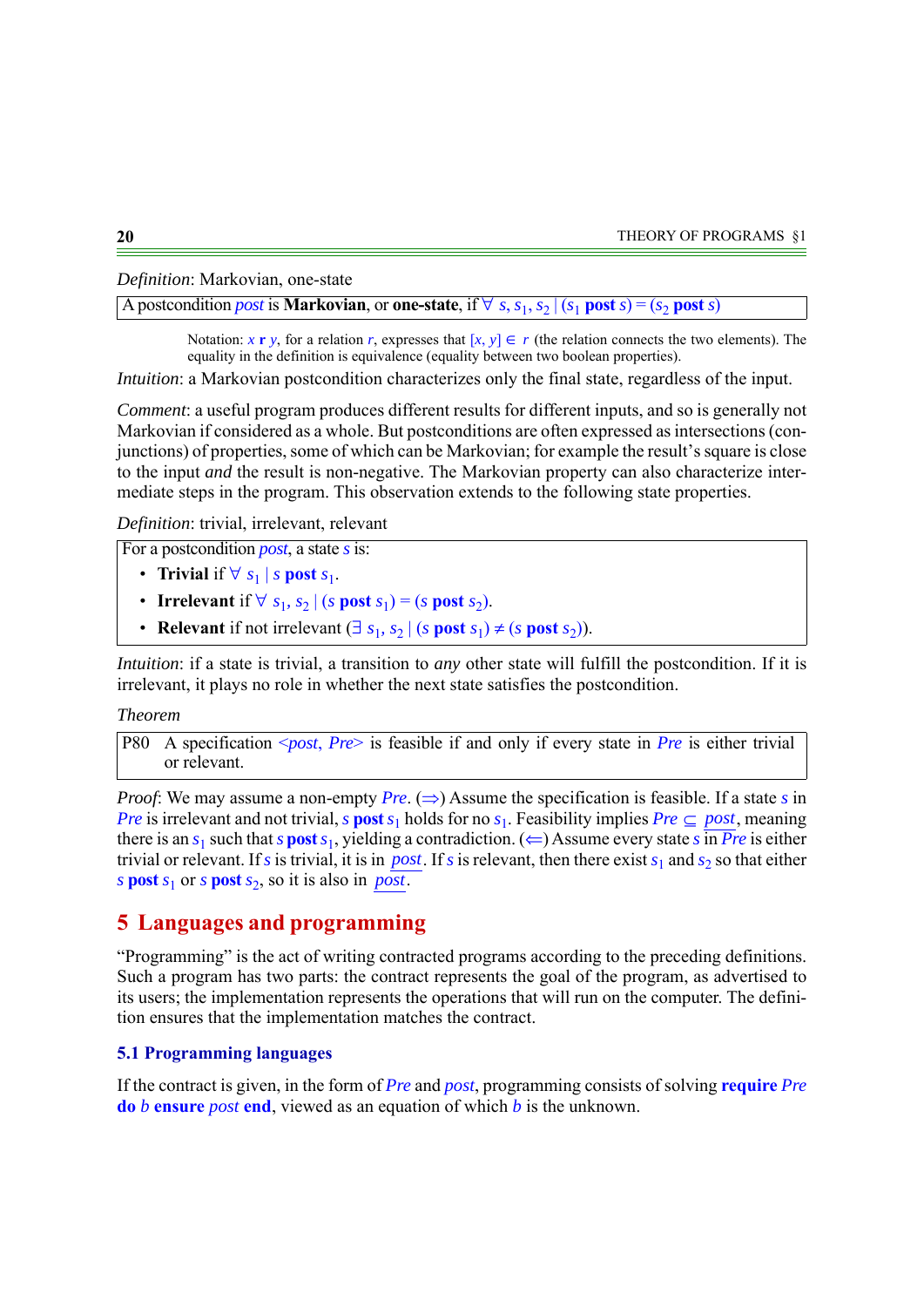*Definition*: Markovian, one-state

A postcondition *post* is **Markovian**, or **one-state**, if $\forall\ s, s_1, s_2 \mid (s_1\ \mathbf{post}\ s) = (s_2\ \mathbf{post}\ s)$

> Notation: $x\ \mathbf{r}\ y$, for a relation $r$, expresses that $[x, y] \in r$ (the relation connects the two elements). The equality in the definition is equivalence (equality between two boolean properties).

*Intuition*: a Markovian postcondition characterizes only the final state, regardless of the input.

*Comment*: a useful program produces different results for different inputs, and so is generally not Markovian if considered as a whole. But postconditions are often expressed as intersections (conjunctions) of properties, some of which can be Markovian; for example the result's square is close to the input *and* the result is non-negative. The Markovian property can also characterize intermediate steps in the program. This observation extends to the following state properties.

*Definition*: trivial, irrelevant, relevant

For a postcondition *post*, a state $s$ is:

- **Trivial** if $\forall\ s_1 \mid s\ \mathbf{post}\ s_1$.
- **Irrelevant** if $\forall\ s_1, s_2 \mid (s\ \mathbf{post}\ s_1) = (s\ \mathbf{post}\ s_2)$.
- **Relevant** if not irrelevant $(\exists\ s_1, s_2 \mid (s\ \mathbf{post}\ s_1) \neq (s\ \mathbf{post}\ s_2))$.

*Intuition*: if a state is trivial, a transition to *any* other state will fulfill the postcondition. If it is irrelevant, it plays no role in whether the next state satisfies the postcondition.

*Theorem*

P80 A specification <*post*, *Pre*> is feasible if and only if every state in *Pre* is either trivial or relevant.

*Proof*: We may assume a non-empty *Pre*. ($\Rightarrow$) Assume the specification is feasible. If a state $s$ in *Pre* is irrelevant and not trivial, $s\ \mathbf{post}\ s_1$ holds for no $s_1$. Feasibility implies $Pre \subseteq \underline{post}$, meaning there is an $s_1$ such that $s\ \mathbf{post}\ s_1$, yielding a contradiction. ($\Leftarrow$) Assume every state $s$ in *Pre* is either trivial or relevant. If $s$ is trivial, it is in $\underline{post}$. If $s$ is relevant, then there exist $s_1$ and $s_2$ so that either $s\ \mathbf{post}\ s_1$ or $s\ \mathbf{post}\ s_2$, so it is also in $\underline{post}$.

## 5 Languages and programming

"Programming" is the act of writing contracted programs according to the preceding definitions. Such a program has two parts: the contract represents the goal of the program, as advertised to its users; the implementation represents the operations that will run on the computer. The definition ensures that the implementation matches the contract.

### 5.1 Programming languages

If the contract is given, in the form of *Pre* and *post*, programming consists of solving **require** *Pre* **do** *b* **ensure** *post* **end**, viewed as an equation of which *b* is the unknown.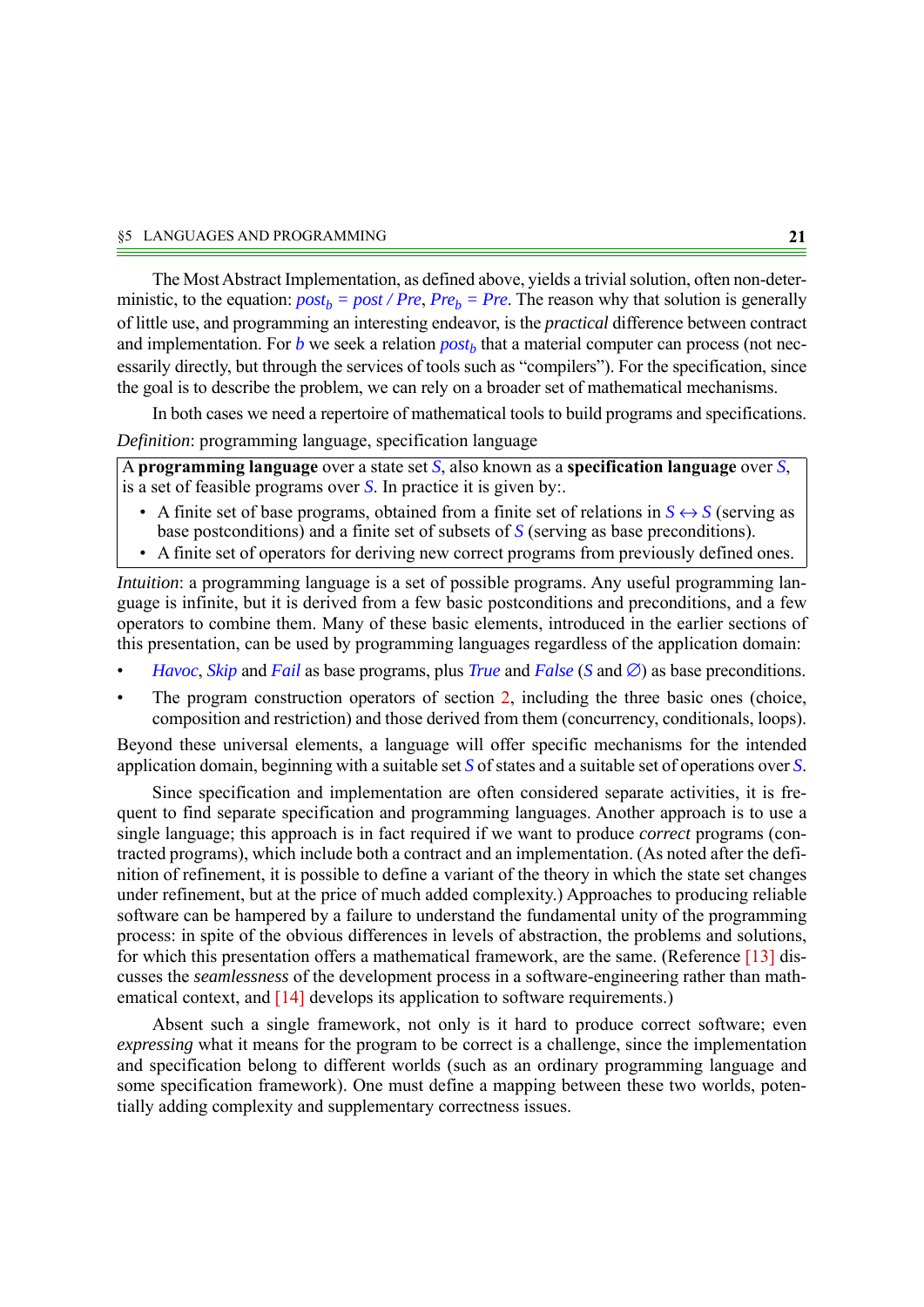The Most Abstract Implementation, as defined above, yields a trivial solution, often non-deterministic, to the equation: $post_b$ = $post$ / $Pre$, $Pre_b$ = $Pre$. The reason why that solution is generally of little use, and programming an interesting endeavor, is the *practical* difference between contract and implementation. For $b$ we seek a relation $post_b$ that a material computer can process (not necessarily directly, but through the services of tools such as "compilers"). For the specification, since the goal is to describe the problem, we can rely on a broader set of mathematical mechanisms.

In both cases we need a repertoire of mathematical tools to build programs and specifications.

*Definition*: programming language, specification language

> A **programming language** over a state set $S$, also known as a **specification language** over $S$, is a set of feasible programs over $S$. In practice it is given by:.
>
> - A finite set of base programs, obtained from a finite set of relations in $S \leftrightarrow S$ (serving as base postconditions) and a finite set of subsets of $S$ (serving as base preconditions).
> - A finite set of operators for deriving new correct programs from previously defined ones.

*Intuition*: a programming language is a set of possible programs. Any useful programming language is infinite, but it is derived from a few basic postconditions and preconditions, and a few operators to combine them. Many of these basic elements, introduced in the earlier sections of this presentation, can be used by programming languages regardless of the application domain:

- *Havoc*, *Skip* and *Fail* as base programs, plus *True* and *False* ($S$ and $\varnothing$) as base preconditions.
- The program construction operators of section 2, including the three basic ones (choice, composition and restriction) and those derived from them (concurrency, conditionals, loops).

Beyond these universal elements, a language will offer specific mechanisms for the intended application domain, beginning with a suitable set $S$ of states and a suitable set of operations over $S$.

Since specification and implementation are often considered separate activities, it is frequent to find separate specification and programming languages. Another approach is to use a single language; this approach is in fact required if we want to produce *correct* programs (contracted programs), which include both a contract and an implementation. (As noted after the definition of refinement, it is possible to define a variant of the theory in which the state set changes under refinement, but at the price of much added complexity.) Approaches to producing reliable software can be hampered by a failure to understand the fundamental unity of the programming process: in spite of the obvious differences in levels of abstraction, the problems and solutions, for which this presentation offers a mathematical framework, are the same. (Reference [13] discusses the *seamlessness* of the development process in a software-engineering rather than mathematical context, and [14] develops its application to software requirements.)

Absent such a single framework, not only is it hard to produce correct software; even *expressing* what it means for the program to be correct is a challenge, since the implementation and specification belong to different worlds (such as an ordinary programming language and some specification framework). One must define a mapping between these two worlds, potentially adding complexity and supplementary correctness issues.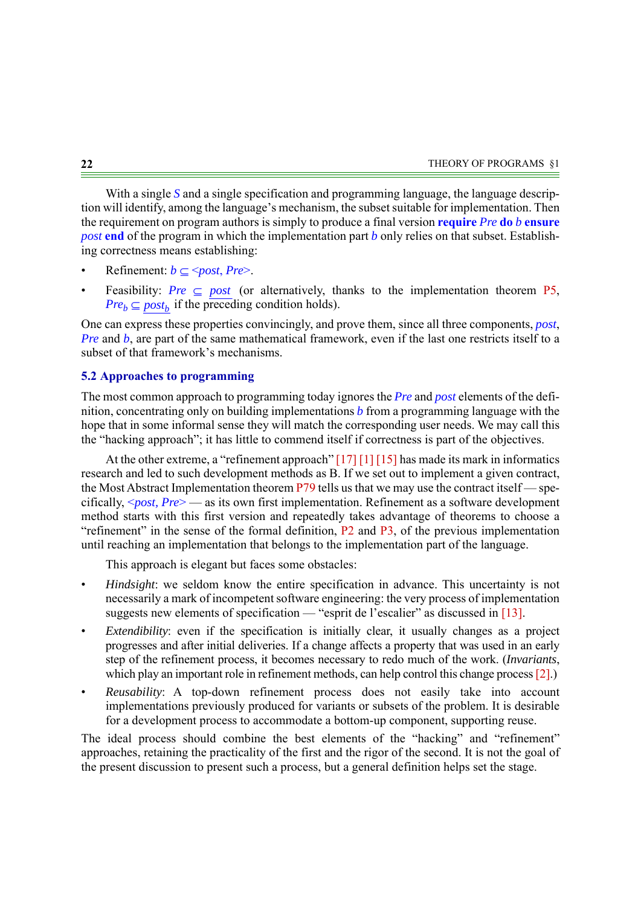With a single $S$ and a single specification and programming language, the language description will identify, among the language's mechanism, the subset suitable for implementation. Then the requirement on program authors is simply to produce a final version **require** *Pre* **do** *b* **ensure** *post* **end** of the program in which the implementation part *b* only relies on that subset. Establishing correctness means establishing:

- Refinement: $b \subseteq \langle post, Pre \rangle$.
- Feasibility: $Pre \subseteq \underline{post}$ (or alternatively, thanks to the implementation theorem P5, $Pre_b \subseteq \underline{post_b}$ if the preceding condition holds).

One can express these properties convincingly, and prove them, since all three components, *post*, *Pre* and *b*, are part of the same mathematical framework, even if the last one restricts itself to a subset of that framework's mechanisms.

### 5.2 Approaches to programming

The most common approach to programming today ignores the *Pre* and *post* elements of the definition, concentrating only on building implementations *b* from a programming language with the hope that in some informal sense they will match the corresponding user needs. We may call this the "hacking approach"; it has little to commend itself if correctness is part of the objectives.

At the other extreme, a "refinement approach" [17] [1] [15] has made its mark in informatics research and led to such development methods as B. If we set out to implement a given contract, the Most Abstract Implementation theorem P79 tells us that we may use the contract itself — specifically, $\langle post, Pre \rangle$ — as its own first implementation. Refinement as a software development method starts with this first version and repeatedly takes advantage of theorems to choose a "refinement" in the sense of the formal definition, P2 and P3, of the previous implementation until reaching an implementation that belongs to the implementation part of the language.

This approach is elegant but faces some obstacles:

- *Hindsight*: we seldom know the entire specification in advance. This uncertainty is not necessarily a mark of incompetent software engineering: the very process of implementation suggests new elements of specification — "esprit de l'escalier" as discussed in [13].
- *Extendibility*: even if the specification is initially clear, it usually changes as a project progresses and after initial deliveries. If a change affects a property that was used in an early step of the refinement process, it becomes necessary to redo much of the work. (*Invariants*, which play an important role in refinement methods, can help control this change process [2].)
- *Reusability*: A top-down refinement process does not easily take into account implementations previously produced for variants or subsets of the problem. It is desirable for a development process to accommodate a bottom-up component, supporting reuse.

The ideal process should combine the best elements of the "hacking" and "refinement" approaches, retaining the practicality of the first and the rigor of the second. It is not the goal of the present discussion to present such a process, but a general definition helps set the stage.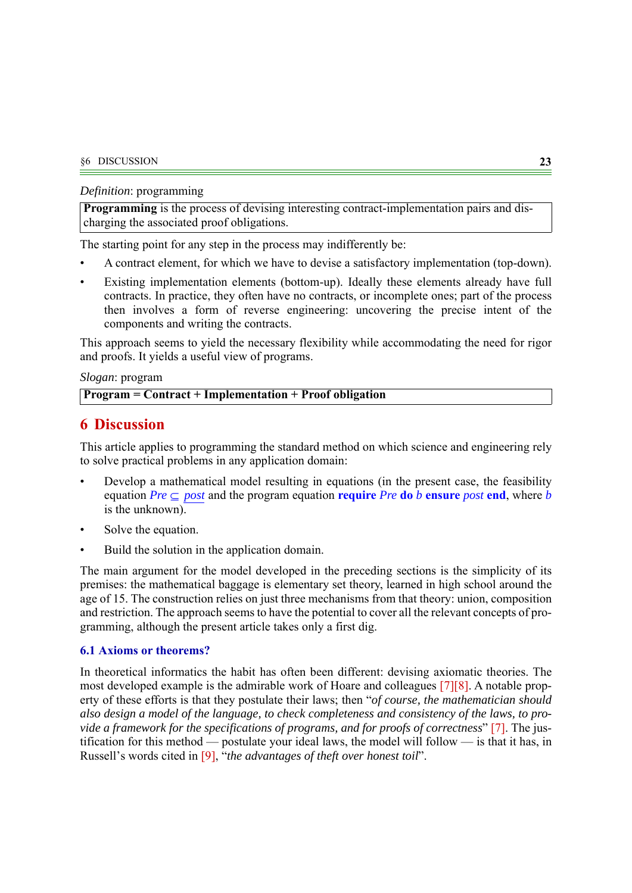*Definition*: programming

**Programming** is the process of devising interesting contract-implementation pairs and discharging the associated proof obligations.

The starting point for any step in the process may indifferently be:

- A contract element, for which we have to devise a satisfactory implementation (top-down).
- Existing implementation elements (bottom-up). Ideally these elements already have full contracts. In practice, they often have no contracts, or incomplete ones; part of the process then involves a form of reverse engineering: uncovering the precise intent of the components and writing the contracts.

This approach seems to yield the necessary flexibility while accommodating the need for rigor and proofs. It yields a useful view of programs.

*Slogan*: program

**Program = Contract + Implementation + Proof obligation**

## 6 Discussion

This article applies to programming the standard method on which science and engineering rely to solve practical problems in any application domain:

- Develop a mathematical model resulting in equations (in the present case, the feasibility equation $Pre \subseteq \underline{post}$ and the program equation **require** *Pre* **do** *b* **ensure** *post* **end**, where *b* is the unknown).
- Solve the equation.
- Build the solution in the application domain.

The main argument for the model developed in the preceding sections is the simplicity of its premises: the mathematical baggage is elementary set theory, learned in high school around the age of 15. The construction relies on just three mechanisms from that theory: union, composition and restriction. The approach seems to have the potential to cover all the relevant concepts of programming, although the present article takes only a first dig.

### 6.1 Axioms or theorems?

In theoretical informatics the habit has often been different: devising axiomatic theories. The most developed example is the admirable work of Hoare and colleagues [7][8]. A notable property of these efforts is that they postulate their laws; then "*of course, the mathematician should also design a model of the language, to check completeness and consistency of the laws, to provide a framework for the specifications of programs, and for proofs of correctness*" [7]. The justification for this method — postulate your ideal laws, the model will follow — is that it has, in Russell's words cited in [9], "*the advantages of theft over honest toil*".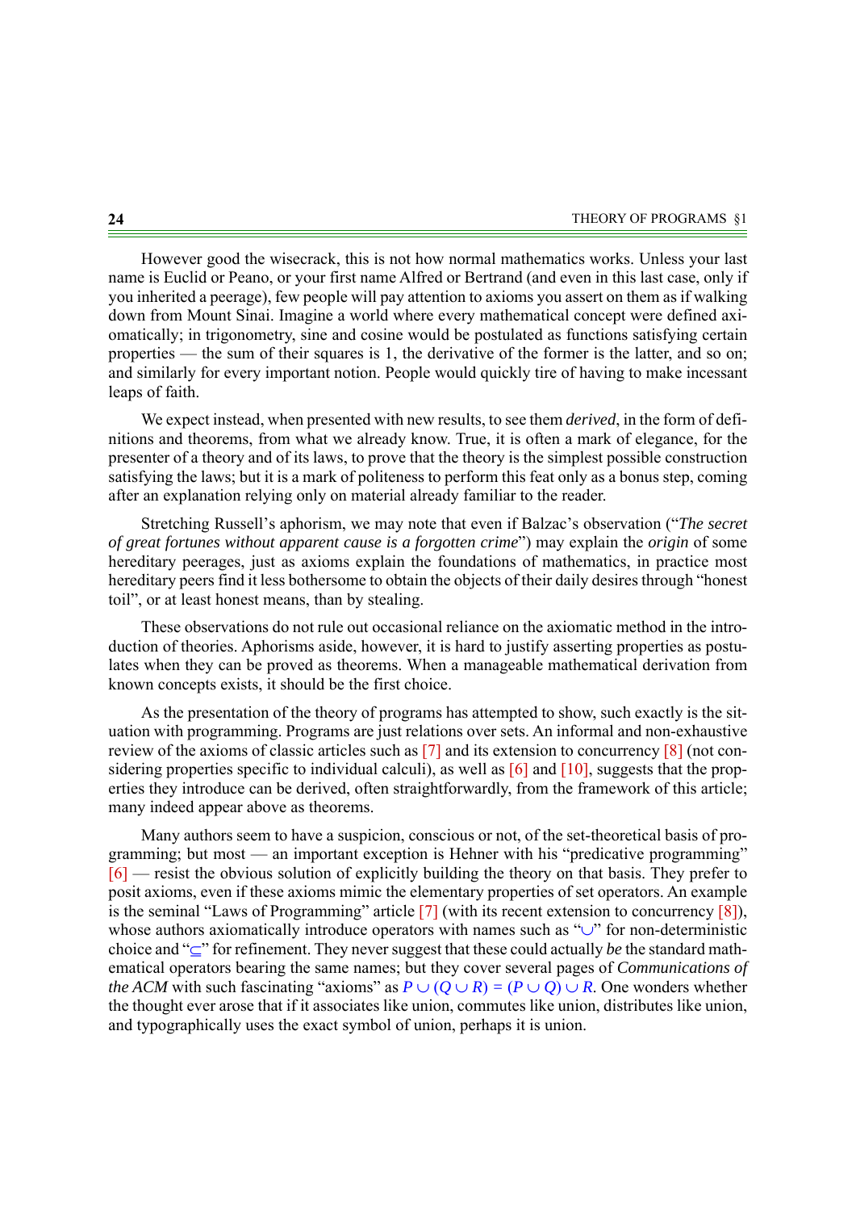However good the wisecrack, this is not how normal mathematics works. Unless your last name is Euclid or Peano, or your first name Alfred or Bertrand (and even in this last case, only if you inherited a peerage), few people will pay attention to axioms you assert on them as if walking down from Mount Sinai. Imagine a world where every mathematical concept were defined axiomatically; in trigonometry, sine and cosine would be postulated as functions satisfying certain properties — the sum of their squares is 1, the derivative of the former is the latter, and so on; and similarly for every important notion. People would quickly tire of having to make incessant leaps of faith.

We expect instead, when presented with new results, to see them *derived*, in the form of definitions and theorems, from what we already know. True, it is often a mark of elegance, for the presenter of a theory and of its laws, to prove that the theory is the simplest possible construction satisfying the laws; but it is a mark of politeness to perform this feat only as a bonus step, coming after an explanation relying only on material already familiar to the reader.

Stretching Russell's aphorism, we may note that even if Balzac's observation ("*The secret of great fortunes without apparent cause is a forgotten crime*") may explain the *origin* of some hereditary peerages, just as axioms explain the foundations of mathematics, in practice most hereditary peers find it less bothersome to obtain the objects of their daily desires through "honest toil", or at least honest means, than by stealing.

These observations do not rule out occasional reliance on the axiomatic method in the introduction of theories. Aphorisms aside, however, it is hard to justify asserting properties as postulates when they can be proved as theorems. When a manageable mathematical derivation from known concepts exists, it should be the first choice.

As the presentation of the theory of programs has attempted to show, such exactly is the situation with programming. Programs are just relations over sets. An informal and non-exhaustive review of the axioms of classic articles such as [7] and its extension to concurrency [8] (not considering properties specific to individual calculi), as well as [6] and [10], suggests that the properties they introduce can be derived, often straightforwardly, from the framework of this article; many indeed appear above as theorems.

Many authors seem to have a suspicion, conscious or not, of the set-theoretical basis of programming; but most — an important exception is Hehner with his "predicative programming" [6] — resist the obvious solution of explicitly building the theory on that basis. They prefer to posit axioms, even if these axioms mimic the elementary properties of set operators. An example is the seminal "Laws of Programming" article [7] (with its recent extension to concurrency [8]), whose authors axiomatically introduce operators with names such as "$\cup$" for non-deterministic choice and "$\subseteq$" for refinement. They never suggest that these could actually *be* the standard mathematical operators bearing the same names; but they cover several pages of *Communications of the ACM* with such fascinating "axioms" as $P \cup (Q \cup R) = (P \cup Q) \cup R$. One wonders whether the thought ever arose that if it associates like union, commutes like union, distributes like union, and typographically uses the exact symbol of union, perhaps it is union.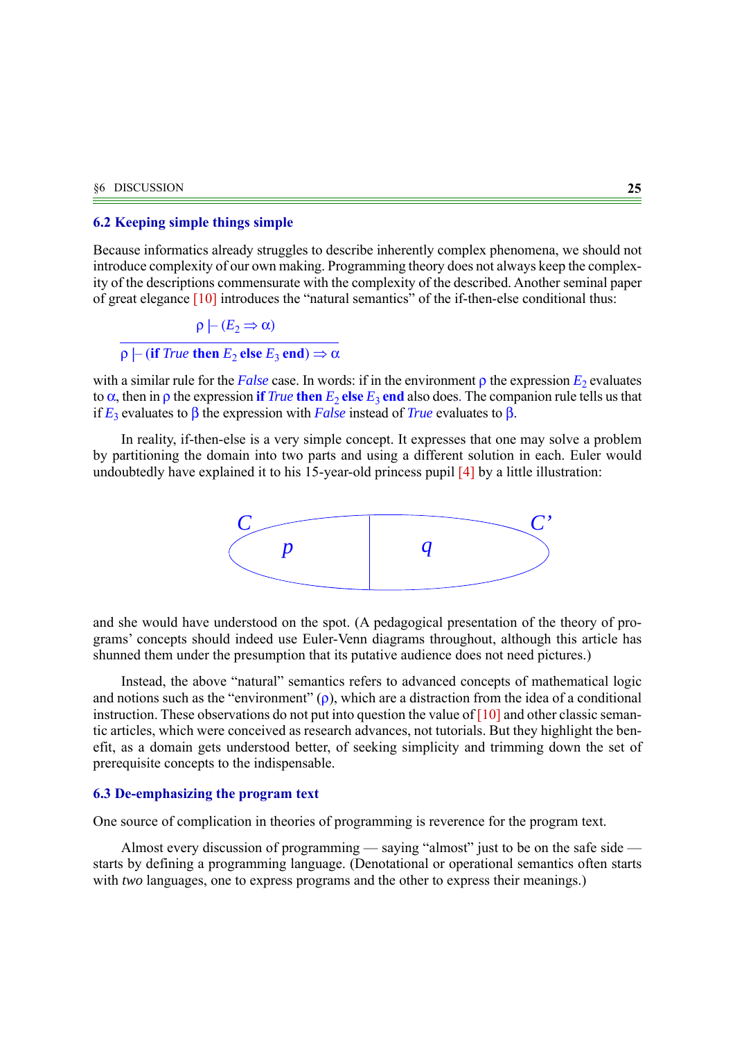### 6.2 Keeping simple things simple

Because informatics already struggles to describe inherently complex phenomena, we should not introduce complexity of our own making. Programming theory does not always keep the complexity of the descriptions commensurate with the complexity of the described. Another seminal paper of great elegance [10] introduces the "natural semantics" of the if-then-else conditional thus:

$$\frac{\rho \vdash (E_2 \Rightarrow \alpha)}{\rho \vdash (\textbf{if } \mathit{True} \textbf{ then } E_2 \textbf{ else } E_3 \textbf{ end}) \Rightarrow \alpha}$$

with a similar rule for the *False* case. In words: if in the environment $\rho$ the expression $E_2$ evaluates to $\alpha$, then in $\rho$ the expression **if** *True* **then** $E_2$ **else** $E_3$ **end** also does. The companion rule tells us that if $E_3$ evaluates to $\beta$ the expression with *False* instead of *True* evaluates to $\beta$.

In reality, if-then-else is a very simple concept. It expresses that one may solve a problem by partitioning the domain into two parts and using a different solution in each. Euler would undoubtedly have explained it to his 15-year-old princess pupil [4] by a little illustration:

and she would have understood on the spot. (A pedagogical presentation of the theory of programs' concepts should indeed use Euler-Venn diagrams throughout, although this article has shunned them under the presumption that its putative audience does not need pictures.)

Instead, the above "natural" semantics refers to advanced concepts of mathematical logic and notions such as the "environment" ($\rho$), which are a distraction from the idea of a conditional instruction. These observations do not put into question the value of [10] and other classic semantic articles, which were conceived as research advances, not tutorials. But they highlight the benefit, as a domain gets understood better, of seeking simplicity and trimming down the set of prerequisite concepts to the indispensable.

### 6.3 De-emphasizing the program text

One source of complication in theories of programming is reverence for the program text.

Almost every discussion of programming — saying "almost" just to be on the safe side — starts by defining a programming language. (Denotational or operational semantics often starts with *two* languages, one to express programs and the other to express their meanings.)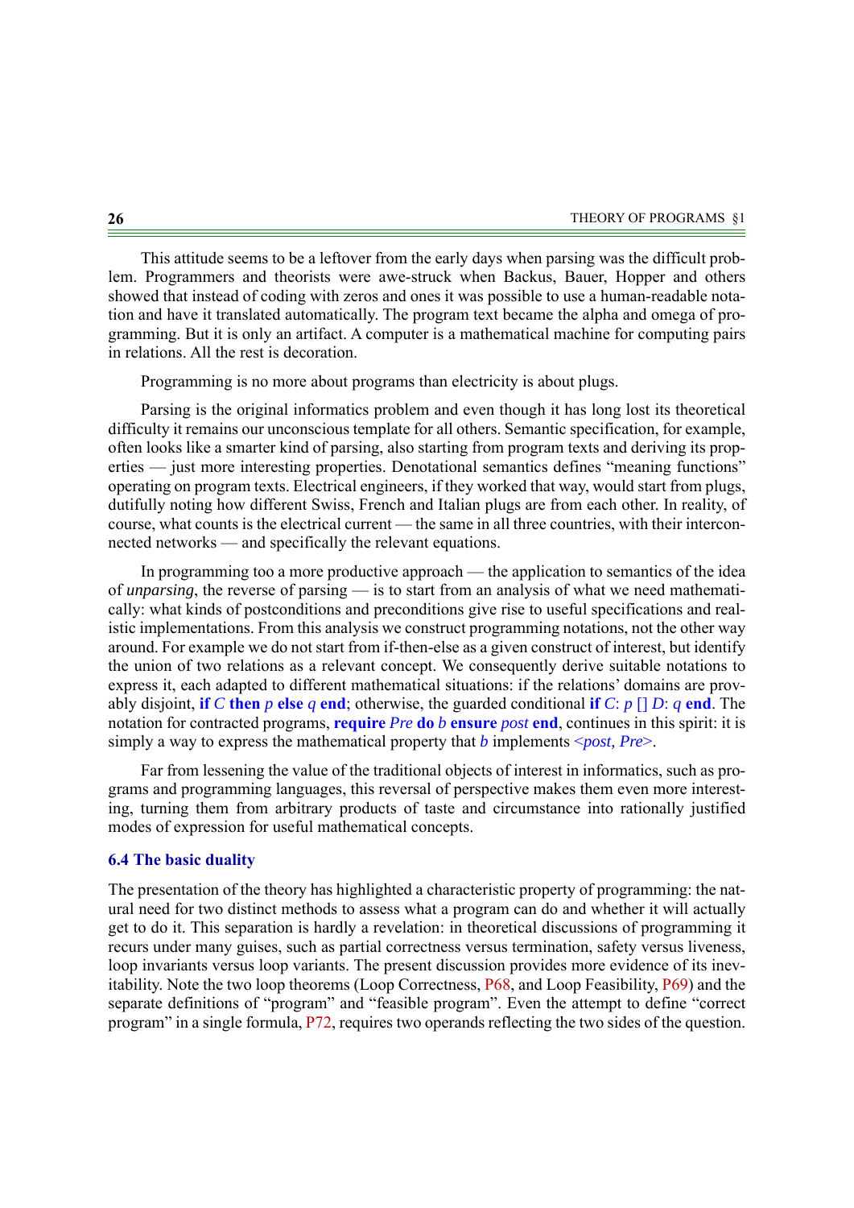This attitude seems to be a leftover from the early days when parsing was the difficult problem. Programmers and theorists were awe-struck when Backus, Bauer, Hopper and others showed that instead of coding with zeros and ones it was possible to use a human-readable notation and have it translated automatically. The program text became the alpha and omega of programming. But it is only an artifact. A computer is a mathematical machine for computing pairs in relations. All the rest is decoration.

Programming is no more about programs than electricity is about plugs.

Parsing is the original informatics problem and even though it has long lost its theoretical difficulty it remains our unconscious template for all others. Semantic specification, for example, often looks like a smarter kind of parsing, also starting from program texts and deriving its properties — just more interesting properties. Denotational semantics defines "meaning functions" operating on program texts. Electrical engineers, if they worked that way, would start from plugs, dutifully noting how different Swiss, French and Italian plugs are from each other. In reality, of course, what counts is the electrical current — the same in all three countries, with their interconnected networks — and specifically the relevant equations.

In programming too a more productive approach — the application to semantics of the idea of *unparsing*, the reverse of parsing — is to start from an analysis of what we need mathematically: what kinds of postconditions and preconditions give rise to useful specifications and realistic implementations. From this analysis we construct programming notations, not the other way around. For example we do not start from if-then-else as a given construct of interest, but identify the union of two relations as a relevant concept. We consequently derive suitable notations to express it, each adapted to different mathematical situations: if the relations' domains are provably disjoint, **if** *C* **then** *p* **else** *q* **end**; otherwise, the guarded conditional **if** *C*: *p* [] *D*: *q* **end**. The notation for contracted programs, **require** *Pre* **do** *b* **ensure** *post* **end**, continues in this spirit: it is simply a way to express the mathematical property that *b* implements <*post, Pre*>.

Far from lessening the value of the traditional objects of interest in informatics, such as programs and programming languages, this reversal of perspective makes them even more interesting, turning them from arbitrary products of taste and circumstance into rationally justified modes of expression for useful mathematical concepts.

### 6.4 The basic duality

The presentation of the theory has highlighted a characteristic property of programming: the natural need for two distinct methods to assess what a program can do and whether it will actually get to do it. This separation is hardly a revelation: in theoretical discussions of programming it recurs under many guises, such as partial correctness versus termination, safety versus liveness, loop invariants versus loop variants. The present discussion provides more evidence of its inevitability. Note the two loop theorems (Loop Correctness, P68, and Loop Feasibility, P69) and the separate definitions of "program" and "feasible program". Even the attempt to define "correct program" in a single formula, P72, requires two operands reflecting the two sides of the question.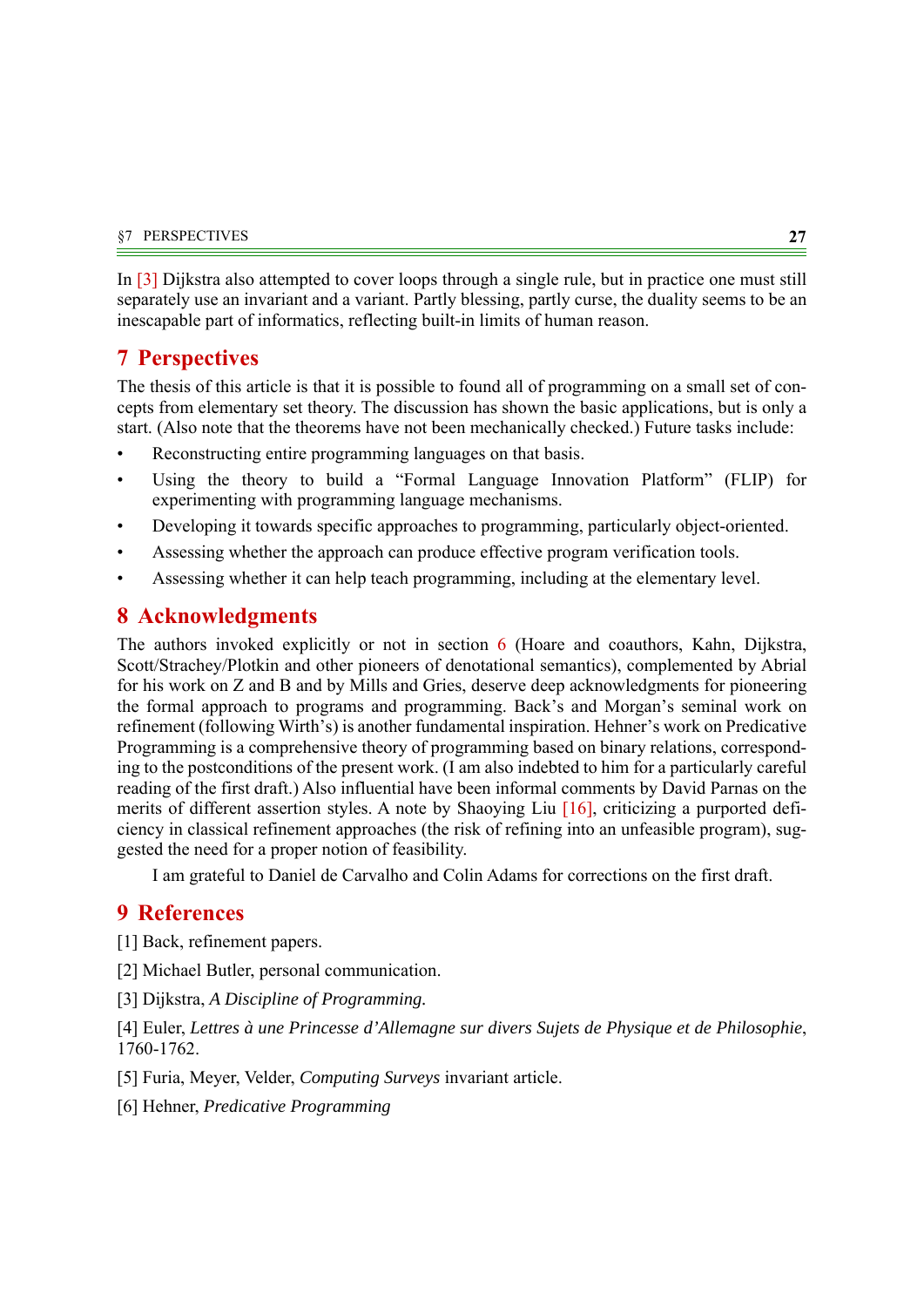In [3] Dijkstra also attempted to cover loops through a single rule, but in practice one must still separately use an invariant and a variant. Partly blessing, partly curse, the duality seems to be an inescapable part of informatics, reflecting built-in limits of human reason.

## 7 Perspectives

The thesis of this article is that it is possible to found all of programming on a small set of concepts from elementary set theory. The discussion has shown the basic applications, but is only a start. (Also note that the theorems have not been mechanically checked.) Future tasks include:

- Reconstructing entire programming languages on that basis.
- Using the theory to build a "Formal Language Innovation Platform" (FLIP) for experimenting with programming language mechanisms.
- Developing it towards specific approaches to programming, particularly object-oriented.
- Assessing whether the approach can produce effective program verification tools.
- Assessing whether it can help teach programming, including at the elementary level.

## 8 Acknowledgments

The authors invoked explicitly or not in section 6 (Hoare and coauthors, Kahn, Dijkstra, Scott/Strachey/Plotkin and other pioneers of denotational semantics), complemented by Abrial for his work on Z and B and by Mills and Gries, deserve deep acknowledgments for pioneering the formal approach to programs and programming. Back's and Morgan's seminal work on refinement (following Wirth's) is another fundamental inspiration. Hehner's work on Predicative Programming is a comprehensive theory of programming based on binary relations, corresponding to the postconditions of the present work. (I am also indebted to him for a particularly careful reading of the first draft.) Also influential have been informal comments by David Parnas on the merits of different assertion styles. A note by Shaoying Liu [16], criticizing a purported deficiency in classical refinement approaches (the risk of refining into an unfeasible program), suggested the need for a proper notion of feasibility.

I am grateful to Daniel de Carvalho and Colin Adams for corrections on the first draft.

## 9 References

[1] Back, refinement papers.

[2] Michael Butler, personal communication.

[3] Dijkstra, *A Discipline of Programming.*

[4] Euler, *Lettres à une Princesse d'Allemagne sur divers Sujets de Physique et de Philosophie*, 1760-1762.

[5] Furia, Meyer, Velder, *Computing Surveys* invariant article.

[6] Hehner, *Predicative Programming*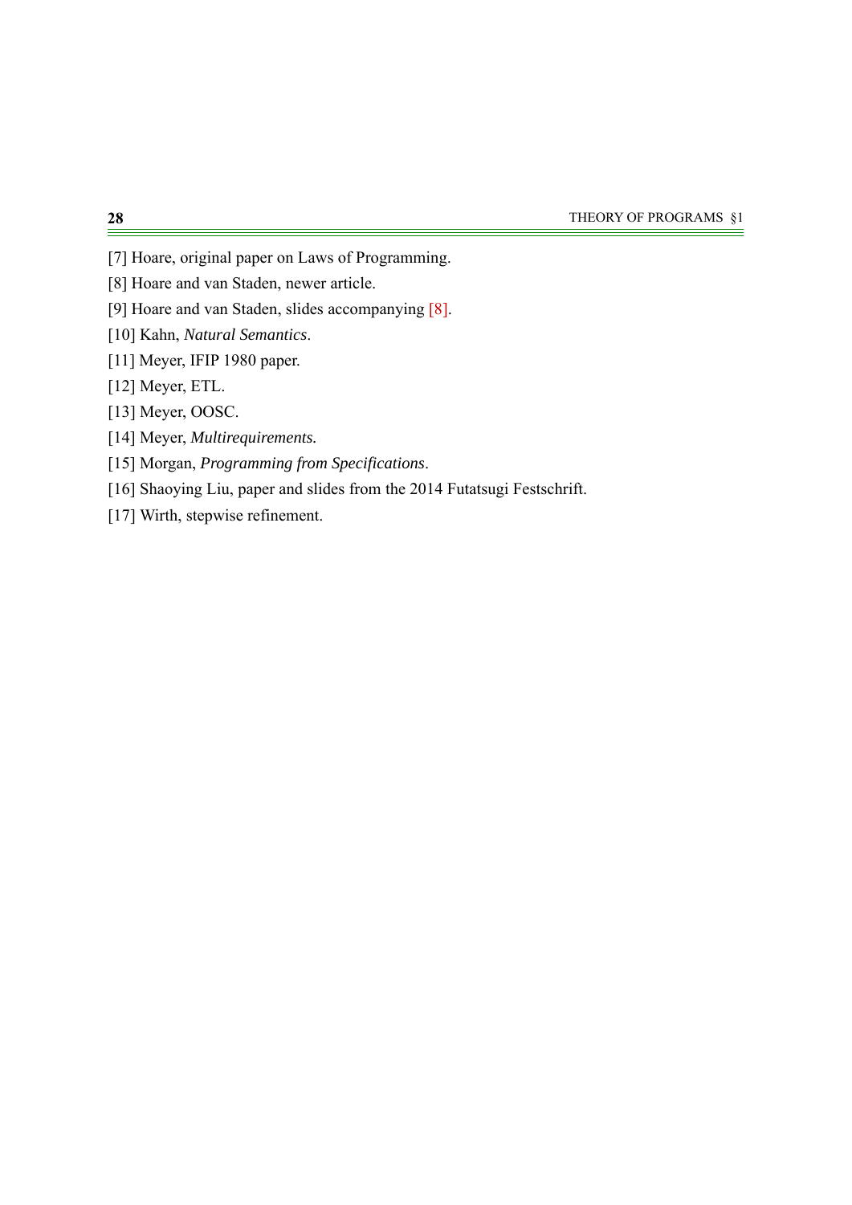[7] Hoare, original paper on Laws of Programming.

[8] Hoare and van Staden, newer article.

[9] Hoare and van Staden, slides accompanying [8].

[10] Kahn, *Natural Semantics*.

[11] Meyer, IFIP 1980 paper.

[12] Meyer, ETL.

[13] Meyer, OOSC.

[14] Meyer, *Multirequirements.*

[15] Morgan, *Programming from Specifications*.

[16] Shaoying Liu, paper and slides from the 2014 Futatsugi Festschrift.

[17] Wirth, stepwise refinement.